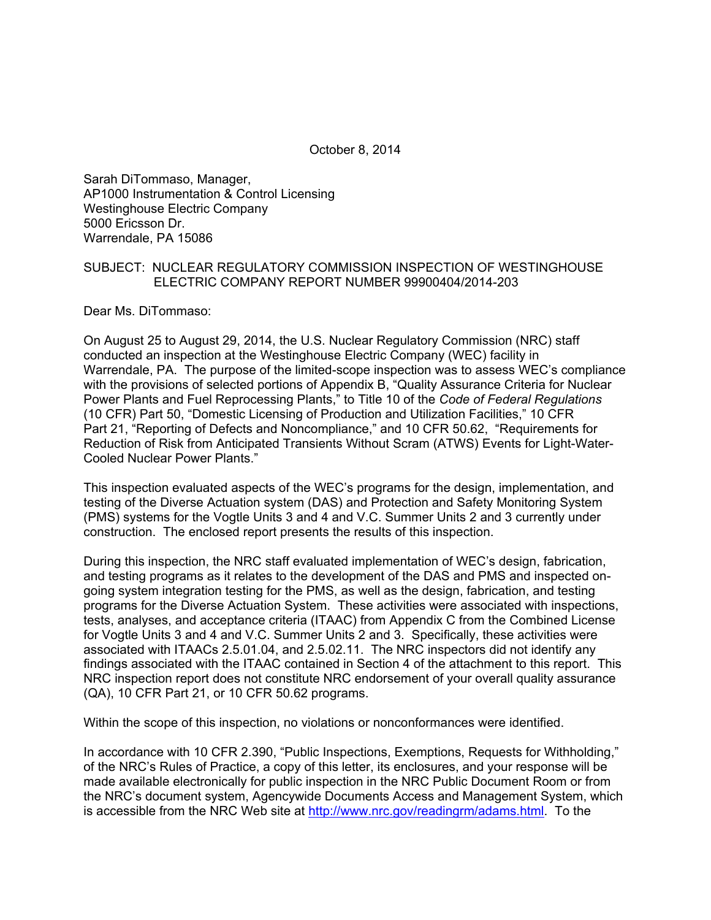October 8, 2014

Sarah DiTommaso, Manager,
AP1000 Instrumentation & Control Licensing
Westinghouse Electric Company
5000 Ericsson Dr.
Warrendale, PA 15086

SUBJECT: NUCLEAR REGULATORY COMMISSION INSPECTION OF WESTINGHOUSE ELECTRIC COMPANY REPORT NUMBER 99900404/2014-203

Dear Ms. DiTommaso:

On August 25 to August 29, 2014, the U.S. Nuclear Regulatory Commission (NRC) staff conducted an inspection at the Westinghouse Electric Company (WEC) facility in Warrendale, PA. The purpose of the limited-scope inspection was to assess WEC's compliance with the provisions of selected portions of Appendix B, "Quality Assurance Criteria for Nuclear Power Plants and Fuel Reprocessing Plants," to Title 10 of the *Code of Federal Regulations* (10 CFR) Part 50, "Domestic Licensing of Production and Utilization Facilities," 10 CFR Part 21, "Reporting of Defects and Noncompliance," and 10 CFR 50.62, "Requirements for Reduction of Risk from Anticipated Transients Without Scram (ATWS) Events for Light-Water-Cooled Nuclear Power Plants."

This inspection evaluated aspects of the WEC's programs for the design, implementation, and testing of the Diverse Actuation system (DAS) and Protection and Safety Monitoring System (PMS) systems for the Vogtle Units 3 and 4 and V.C. Summer Units 2 and 3 currently under construction. The enclosed report presents the results of this inspection.

During this inspection, the NRC staff evaluated implementation of WEC's design, fabrication, and testing programs as it relates to the development of the DAS and PMS and inspected on-going system integration testing for the PMS, as well as the design, fabrication, and testing programs for the Diverse Actuation System. These activities were associated with inspections, tests, analyses, and acceptance criteria (ITAAC) from Appendix C from the Combined License for Vogtle Units 3 and 4 and V.C. Summer Units 2 and 3. Specifically, these activities were associated with ITAACs 2.5.01.04, and 2.5.02.11. The NRC inspectors did not identify any findings associated with the ITAAC contained in Section 4 of the attachment to this report. This NRC inspection report does not constitute NRC endorsement of your overall quality assurance (QA), 10 CFR Part 21, or 10 CFR 50.62 programs.

Within the scope of this inspection, no violations or nonconformances were identified.

In accordance with 10 CFR 2.390, "Public Inspections, Exemptions, Requests for Withholding," of the NRC's Rules of Practice, a copy of this letter, its enclosures, and your response will be made available electronically for public inspection in the NRC Public Document Room or from the NRC's document system, Agencywide Documents Access and Management System, which is accessible from the NRC Web site at http://www.nrc.gov/readingrm/adams.html. To the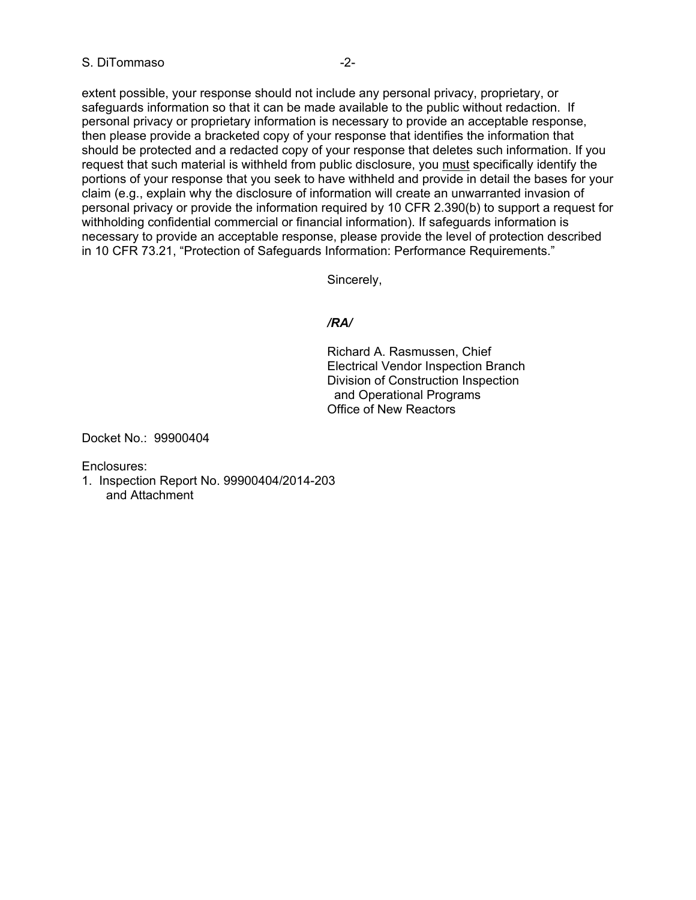extent possible, your response should not include any personal privacy, proprietary, or safeguards information so that it can be made available to the public without redaction. If personal privacy or proprietary information is necessary to provide an acceptable response, then please provide a bracketed copy of your response that identifies the information that should be protected and a redacted copy of your response that deletes such information. If you request that such material is withheld from public disclosure, you must specifically identify the portions of your response that you seek to have withheld and provide in detail the bases for your claim (e.g., explain why the disclosure of information will create an unwarranted invasion of personal privacy or provide the information required by 10 CFR 2.390(b) to support a request for withholding confidential commercial or financial information). If safeguards information is necessary to provide an acceptable response, please provide the level of protection described in 10 CFR 73.21, "Protection of Safeguards Information: Performance Requirements."

Sincerely,

***/RA/***

Richard A. Rasmussen, Chief
Electrical Vendor Inspection Branch
Division of Construction Inspection
and Operational Programs
Office of New Reactors

Docket No.: 99900404

Enclosures:
1. Inspection Report No. 99900404/2014-203
   and Attachment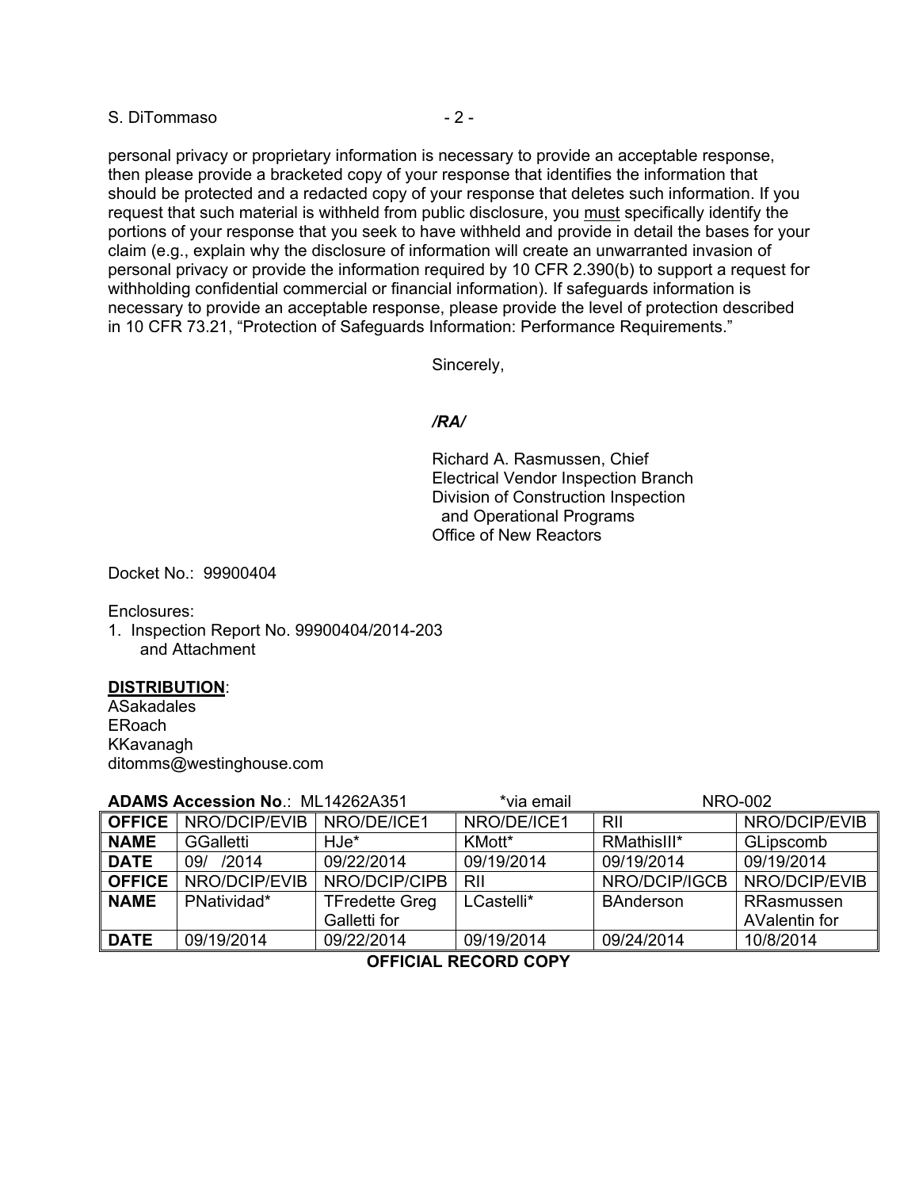personal privacy or proprietary information is necessary to provide an acceptable response, then please provide a bracketed copy of your response that identifies the information that should be protected and a redacted copy of your response that deletes such information. If you request that such material is withheld from public disclosure, you must specifically identify the portions of your response that you seek to have withheld and provide in detail the bases for your claim (e.g., explain why the disclosure of information will create an unwarranted invasion of personal privacy or provide the information required by 10 CFR 2.390(b) to support a request for withholding confidential commercial or financial information). If safeguards information is necessary to provide an acceptable response, please provide the level of protection described in 10 CFR 73.21, “Protection of Safeguards Information: Performance Requirements.”

Sincerely,

*/RA/*

Richard A. Rasmussen, Chief
Electrical Vendor Inspection Branch
Division of Construction Inspection
and Operational Programs
Office of New Reactors

Docket No.: 99900404

Enclosures:
1. Inspection Report No. 99900404/2014-203
   and Attachment

**DISTRIBUTION**:
ASakadales
ERoach
KKavanagh
ditomms@westinghouse.com

**ADAMS Accession No**.: ML14262A351 *via email NRO-002

| **OFFICE** | NRO/DCIP/EVIB | NRO/DE/ICE1 | NRO/DE/ICE1 | RII | NRO/DCIP/EVIB |
|---|---|---|---|---|---|
| **NAME** | GGalletti | HJe* | KMott* | RMathisIII* | GLipscomb |
| **DATE** | 09/ /2014 | 09/22/2014 | 09/19/2014 | 09/19/2014 | 09/19/2014 |
| **OFFICE** | NRO/DCIP/EVIB | NRO/DCIP/CIPB | RII | NRO/DCIP/IGCB | NRO/DCIP/EVIB |
| **NAME** | PNatividad* | TFredette Greg Galletti for | LCastelli* | BAnderson | RRasmussen AValentin for |
| **DATE** | 09/19/2014 | 09/22/2014 | 09/19/2014 | 09/24/2014 | 10/8/2014 |

**OFFICIAL RECORD COPY**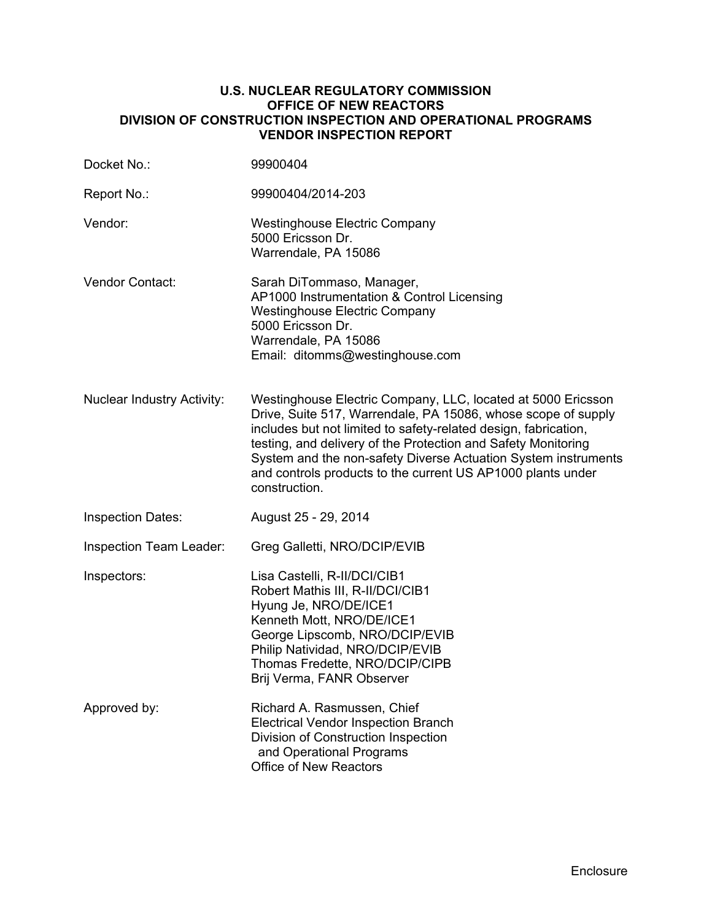**U.S. NUCLEAR REGULATORY COMMISSION**
**OFFICE OF NEW REACTORS**
**DIVISION OF CONSTRUCTION INSPECTION AND OPERATIONAL PROGRAMS**
**VENDOR INSPECTION REPORT**

| | |
|---|---|
| Docket No.: | 99900404 |
| Report No.: | 99900404/2014-203 |
| Vendor: | Westinghouse Electric Company<br>5000 Ericsson Dr.<br>Warrendale, PA 15086 |
| Vendor Contact: | Sarah DiTommaso, Manager,<br>AP1000 Instrumentation & Control Licensing<br>Westinghouse Electric Company<br>5000 Ericsson Dr.<br>Warrendale, PA 15086<br>Email: ditomms@westinghouse.com |
| Nuclear Industry Activity: | Westinghouse Electric Company, LLC, located at 5000 Ericsson Drive, Suite 517, Warrendale, PA 15086, whose scope of supply includes but not limited to safety-related design, fabrication, testing, and delivery of the Protection and Safety Monitoring System and the non-safety Diverse Actuation System instruments and controls products to the current US AP1000 plants under construction. |
| Inspection Dates: | August 25 - 29, 2014 |
| Inspection Team Leader: | Greg Galletti, NRO/DCIP/EVIB |
| Inspectors: | Lisa Castelli, R-II/DCI/CIB1<br>Robert Mathis III, R-II/DCI/CIB1<br>Hyung Je, NRO/DE/ICE1<br>Kenneth Mott, NRO/DE/ICE1<br>George Lipscomb, NRO/DCIP/EVIB<br>Philip Natividad, NRO/DCIP/EVIB<br>Thomas Fredette, NRO/DCIP/CIPB<br>Brij Verma, FANR Observer |
| Approved by: | Richard A. Rasmussen, Chief<br>Electrical Vendor Inspection Branch<br>Division of Construction Inspection and Operational Programs<br>Office of New Reactors |

Enclosure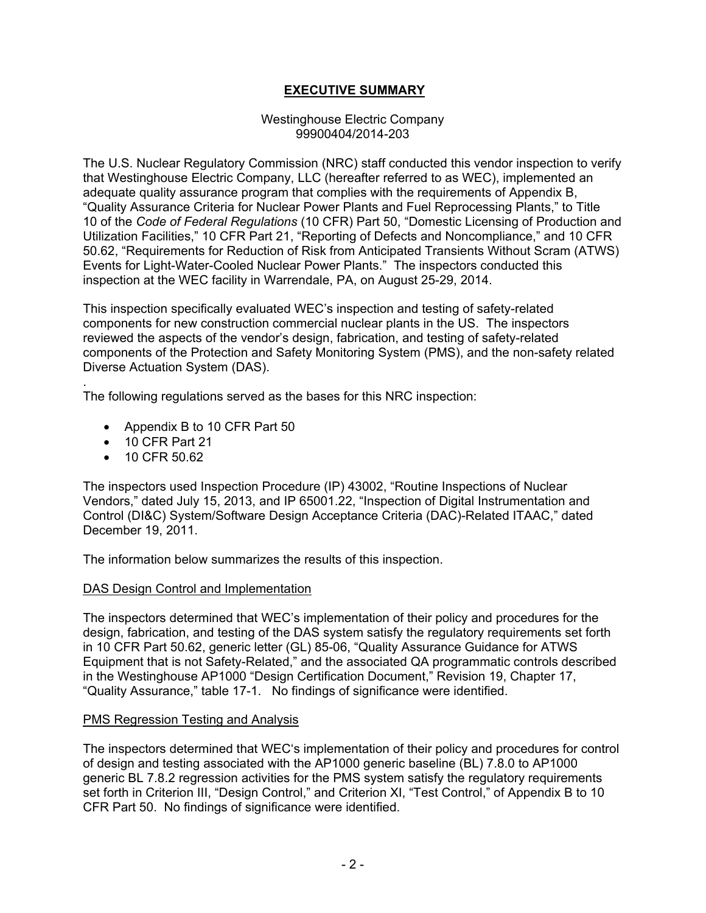# EXECUTIVE SUMMARY

Westinghouse Electric Company
99900404/2014-203

The U.S. Nuclear Regulatory Commission (NRC) staff conducted this vendor inspection to verify that Westinghouse Electric Company, LLC (hereafter referred to as WEC), implemented an adequate quality assurance program that complies with the requirements of Appendix B, "Quality Assurance Criteria for Nuclear Power Plants and Fuel Reprocessing Plants," to Title 10 of the *Code of Federal Regulations* (10 CFR) Part 50, "Domestic Licensing of Production and Utilization Facilities," 10 CFR Part 21, "Reporting of Defects and Noncompliance," and 10 CFR 50.62, "Requirements for Reduction of Risk from Anticipated Transients Without Scram (ATWS) Events for Light-Water-Cooled Nuclear Power Plants." The inspectors conducted this inspection at the WEC facility in Warrendale, PA, on August 25-29, 2014.

This inspection specifically evaluated WEC's inspection and testing of safety-related components for new construction commercial nuclear plants in the US. The inspectors reviewed the aspects of the vendor's design, fabrication, and testing of safety-related components of the Protection and Safety Monitoring System (PMS), and the non-safety related Diverse Actuation System (DAS).

The following regulations served as the bases for this NRC inspection:

- Appendix B to 10 CFR Part 50
- 10 CFR Part 21
- 10 CFR 50.62

The inspectors used Inspection Procedure (IP) 43002, "Routine Inspections of Nuclear Vendors," dated July 15, 2013, and IP 65001.22, "Inspection of Digital Instrumentation and Control (DI&C) System/Software Design Acceptance Criteria (DAC)-Related ITAAC," dated December 19, 2011.

The information below summarizes the results of this inspection.

DAS Design Control and Implementation

The inspectors determined that WEC's implementation of their policy and procedures for the design, fabrication, and testing of the DAS system satisfy the regulatory requirements set forth in 10 CFR Part 50.62, generic letter (GL) 85-06, "Quality Assurance Guidance for ATWS Equipment that is not Safety-Related," and the associated QA programmatic controls described in the Westinghouse AP1000 "Design Certification Document," Revision 19, Chapter 17, "Quality Assurance," table 17-1. No findings of significance were identified.

PMS Regression Testing and Analysis

The inspectors determined that WEC's implementation of their policy and procedures for control of design and testing associated with the AP1000 generic baseline (BL) 7.8.0 to AP1000 generic BL 7.8.2 regression activities for the PMS system satisfy the regulatory requirements set forth in Criterion III, "Design Control," and Criterion XI, "Test Control," of Appendix B to 10 CFR Part 50. No findings of significance were identified.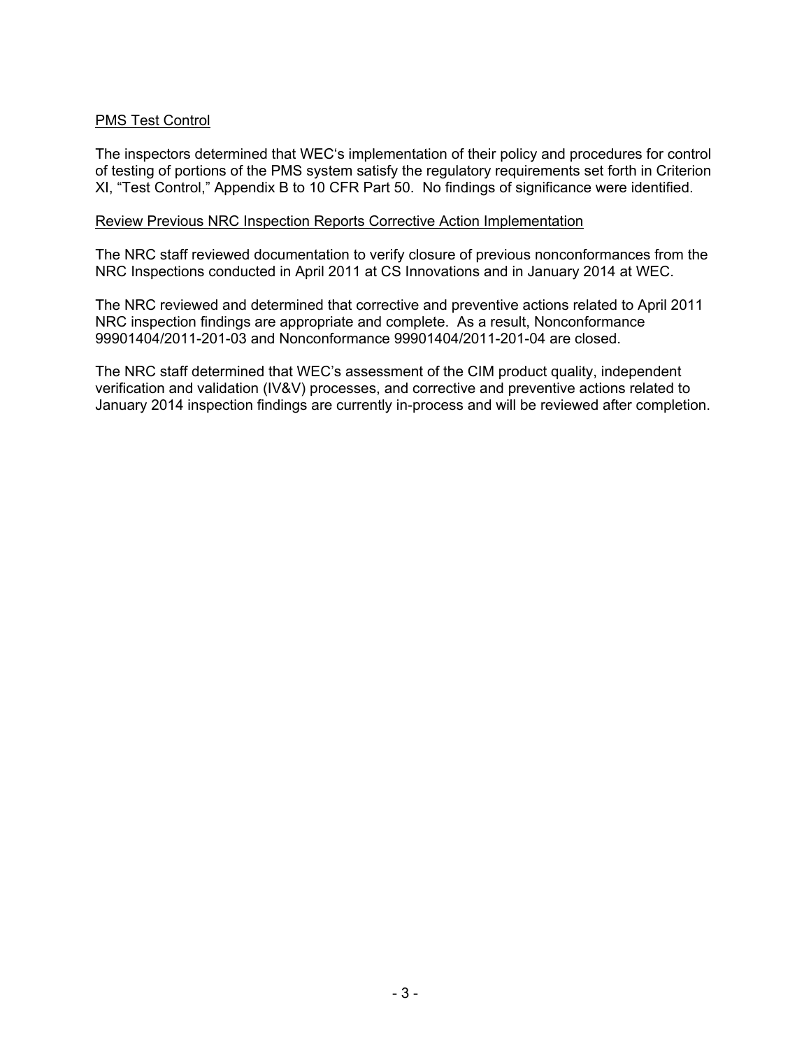PMS Test Control

The inspectors determined that WEC's implementation of their policy and procedures for control of testing of portions of the PMS system satisfy the regulatory requirements set forth in Criterion XI, "Test Control," Appendix B to 10 CFR Part 50. No findings of significance were identified.

Review Previous NRC Inspection Reports Corrective Action Implementation

The NRC staff reviewed documentation to verify closure of previous nonconformances from the NRC Inspections conducted in April 2011 at CS Innovations and in January 2014 at WEC.

The NRC reviewed and determined that corrective and preventive actions related to April 2011 NRC inspection findings are appropriate and complete. As a result, Nonconformance 99901404/2011-201-03 and Nonconformance 99901404/2011-201-04 are closed.

The NRC staff determined that WEC's assessment of the CIM product quality, independent verification and validation (IV&V) processes, and corrective and preventive actions related to January 2014 inspection findings are currently in-process and will be reviewed after completion.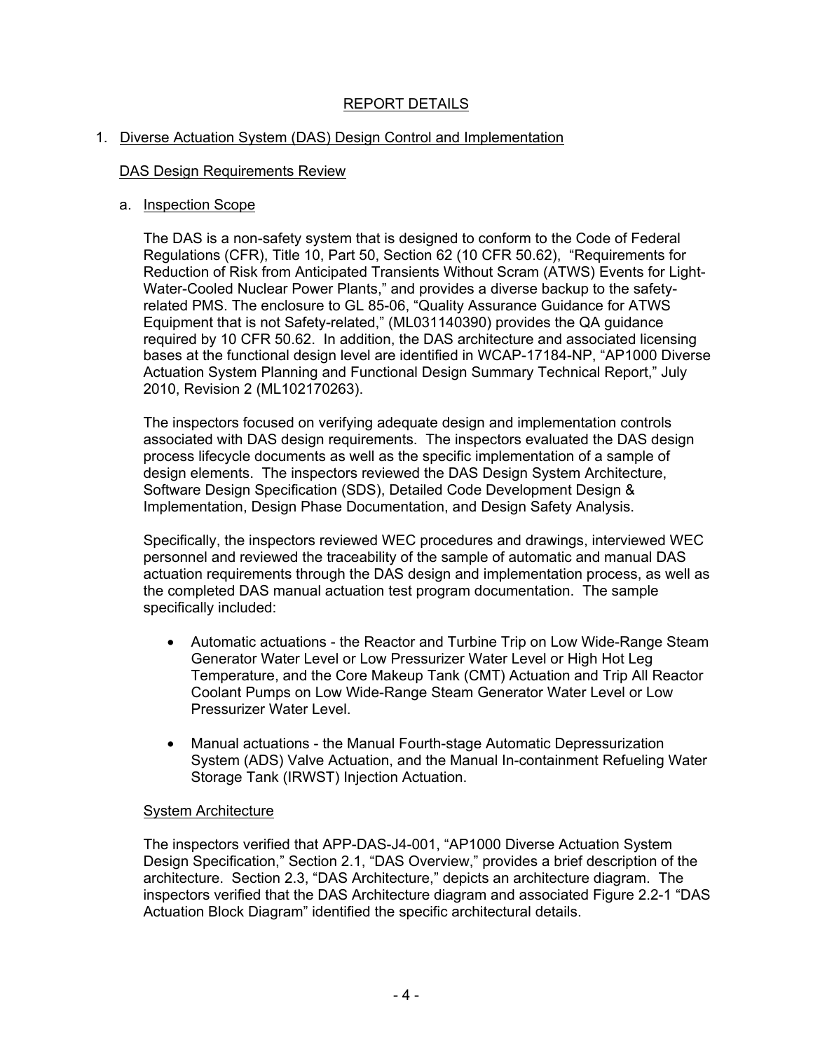# REPORT DETAILS

## 1. Diverse Actuation System (DAS) Design Control and Implementation

### DAS Design Requirements Review

#### a. Inspection Scope

The DAS is a non-safety system that is designed to conform to the Code of Federal Regulations (CFR), Title 10, Part 50, Section 62 (10 CFR 50.62), "Requirements for Reduction of Risk from Anticipated Transients Without Scram (ATWS) Events for Light-Water-Cooled Nuclear Power Plants," and provides a diverse backup to the safety-related PMS. The enclosure to GL 85-06, "Quality Assurance Guidance for ATWS Equipment that is not Safety-related," (ML031140390) provides the QA guidance required by 10 CFR 50.62. In addition, the DAS architecture and associated licensing bases at the functional design level are identified in WCAP-17184-NP, "AP1000 Diverse Actuation System Planning and Functional Design Summary Technical Report," July 2010, Revision 2 (ML102170263).

The inspectors focused on verifying adequate design and implementation controls associated with DAS design requirements. The inspectors evaluated the DAS design process lifecycle documents as well as the specific implementation of a sample of design elements. The inspectors reviewed the DAS Design System Architecture, Software Design Specification (SDS), Detailed Code Development Design & Implementation, Design Phase Documentation, and Design Safety Analysis.

Specifically, the inspectors reviewed WEC procedures and drawings, interviewed WEC personnel and reviewed the traceability of the sample of automatic and manual DAS actuation requirements through the DAS design and implementation process, as well as the completed DAS manual actuation test program documentation. The sample specifically included:

- Automatic actuations - the Reactor and Turbine Trip on Low Wide-Range Steam Generator Water Level or Low Pressurizer Water Level or High Hot Leg Temperature, and the Core Makeup Tank (CMT) Actuation and Trip All Reactor Coolant Pumps on Low Wide-Range Steam Generator Water Level or Low Pressurizer Water Level.
- Manual actuations - the Manual Fourth-stage Automatic Depressurization System (ADS) Valve Actuation, and the Manual In-containment Refueling Water Storage Tank (IRWST) Injection Actuation.

### System Architecture

The inspectors verified that APP-DAS-J4-001, "AP1000 Diverse Actuation System Design Specification," Section 2.1, "DAS Overview," provides a brief description of the architecture. Section 2.3, "DAS Architecture," depicts an architecture diagram. The inspectors verified that the DAS Architecture diagram and associated Figure 2.2-1 "DAS Actuation Block Diagram" identified the specific architectural details.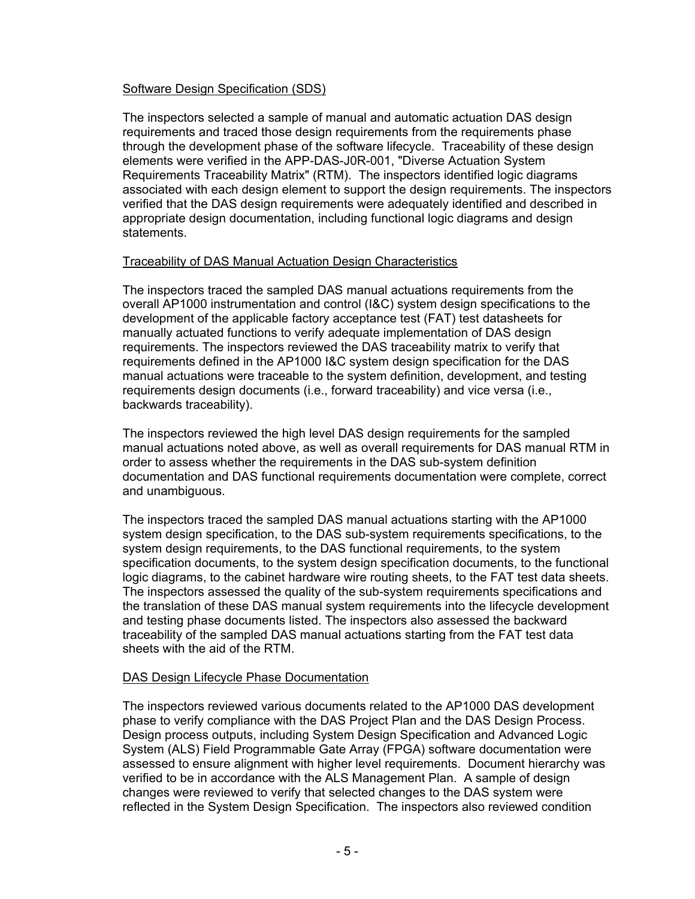Software Design Specification (SDS)

The inspectors selected a sample of manual and automatic actuation DAS design requirements and traced those design requirements from the requirements phase through the development phase of the software lifecycle. Traceability of these design elements were verified in the APP-DAS-J0R-001, "Diverse Actuation System Requirements Traceability Matrix" (RTM). The inspectors identified logic diagrams associated with each design element to support the design requirements. The inspectors verified that the DAS design requirements were adequately identified and described in appropriate design documentation, including functional logic diagrams and design statements.

Traceability of DAS Manual Actuation Design Characteristics

The inspectors traced the sampled DAS manual actuations requirements from the overall AP1000 instrumentation and control (I&C) system design specifications to the development of the applicable factory acceptance test (FAT) test datasheets for manually actuated functions to verify adequate implementation of DAS design requirements. The inspectors reviewed the DAS traceability matrix to verify that requirements defined in the AP1000 I&C system design specification for the DAS manual actuations were traceable to the system definition, development, and testing requirements design documents (i.e., forward traceability) and vice versa (i.e., backwards traceability).

The inspectors reviewed the high level DAS design requirements for the sampled manual actuations noted above, as well as overall requirements for DAS manual RTM in order to assess whether the requirements in the DAS sub-system definition documentation and DAS functional requirements documentation were complete, correct and unambiguous.

The inspectors traced the sampled DAS manual actuations starting with the AP1000 system design specification, to the DAS sub-system requirements specifications, to the system design requirements, to the DAS functional requirements, to the system specification documents, to the system design specification documents, to the functional logic diagrams, to the cabinet hardware wire routing sheets, to the FAT test data sheets. The inspectors assessed the quality of the sub-system requirements specifications and the translation of these DAS manual system requirements into the lifecycle development and testing phase documents listed. The inspectors also assessed the backward traceability of the sampled DAS manual actuations starting from the FAT test data sheets with the aid of the RTM.

DAS Design Lifecycle Phase Documentation

The inspectors reviewed various documents related to the AP1000 DAS development phase to verify compliance with the DAS Project Plan and the DAS Design Process. Design process outputs, including System Design Specification and Advanced Logic System (ALS) Field Programmable Gate Array (FPGA) software documentation were assessed to ensure alignment with higher level requirements. Document hierarchy was verified to be in accordance with the ALS Management Plan. A sample of design changes were reviewed to verify that selected changes to the DAS system were reflected in the System Design Specification. The inspectors also reviewed condition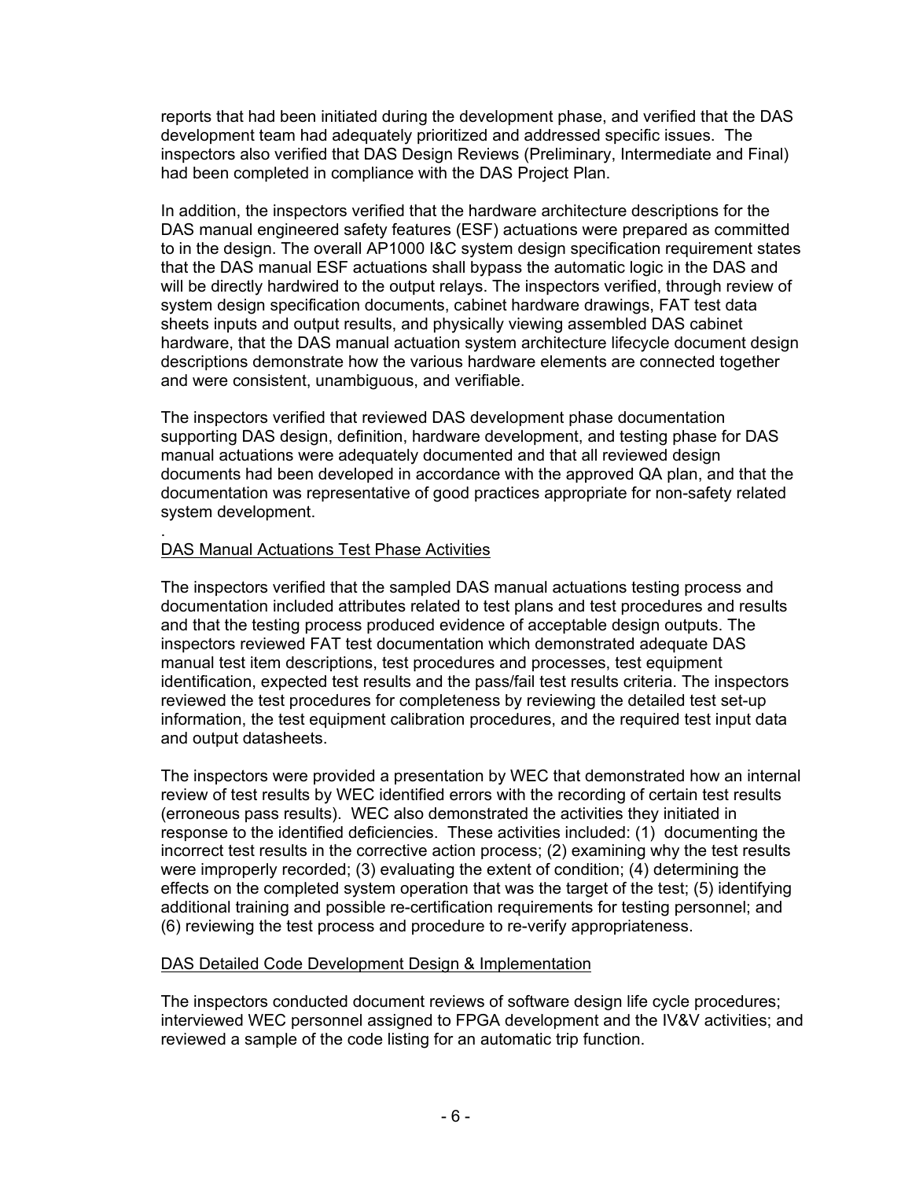reports that had been initiated during the development phase, and verified that the DAS development team had adequately prioritized and addressed specific issues. The inspectors also verified that DAS Design Reviews (Preliminary, Intermediate and Final) had been completed in compliance with the DAS Project Plan.

In addition, the inspectors verified that the hardware architecture descriptions for the DAS manual engineered safety features (ESF) actuations were prepared as committed to in the design. The overall AP1000 I&C system design specification requirement states that the DAS manual ESF actuations shall bypass the automatic logic in the DAS and will be directly hardwired to the output relays. The inspectors verified, through review of system design specification documents, cabinet hardware drawings, FAT test data sheets inputs and output results, and physically viewing assembled DAS cabinet hardware, that the DAS manual actuation system architecture lifecycle document design descriptions demonstrate how the various hardware elements are connected together and were consistent, unambiguous, and verifiable.

The inspectors verified that reviewed DAS development phase documentation supporting DAS design, definition, hardware development, and testing phase for DAS manual actuations were adequately documented and that all reviewed design documents had been developed in accordance with the approved QA plan, and that the documentation was representative of good practices appropriate for non-safety related system development.

.

DAS Manual Actuations Test Phase Activities

The inspectors verified that the sampled DAS manual actuations testing process and documentation included attributes related to test plans and test procedures and results and that the testing process produced evidence of acceptable design outputs. The inspectors reviewed FAT test documentation which demonstrated adequate DAS manual test item descriptions, test procedures and processes, test equipment identification, expected test results and the pass/fail test results criteria. The inspectors reviewed the test procedures for completeness by reviewing the detailed test set-up information, the test equipment calibration procedures, and the required test input data and output datasheets.

The inspectors were provided a presentation by WEC that demonstrated how an internal review of test results by WEC identified errors with the recording of certain test results (erroneous pass results). WEC also demonstrated the activities they initiated in response to the identified deficiencies. These activities included: (1) documenting the incorrect test results in the corrective action process; (2) examining why the test results were improperly recorded; (3) evaluating the extent of condition; (4) determining the effects on the completed system operation that was the target of the test; (5) identifying additional training and possible re-certification requirements for testing personnel; and (6) reviewing the test process and procedure to re-verify appropriateness.

DAS Detailed Code Development Design & Implementation

The inspectors conducted document reviews of software design life cycle procedures; interviewed WEC personnel assigned to FPGA development and the IV&V activities; and reviewed a sample of the code listing for an automatic trip function.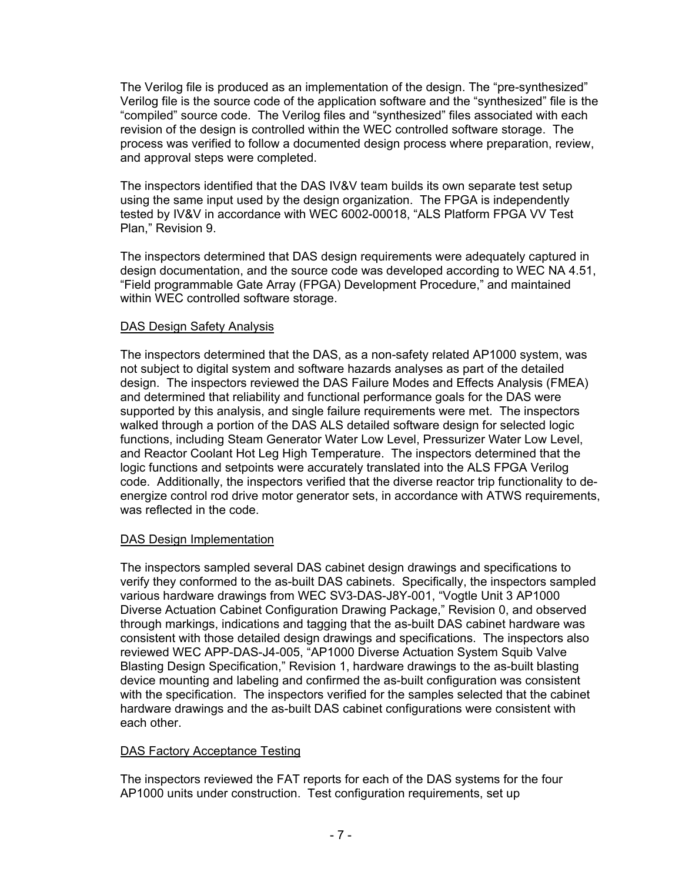The Verilog file is produced as an implementation of the design. The "pre-synthesized" Verilog file is the source code of the application software and the "synthesized" file is the "compiled" source code. The Verilog files and "synthesized" files associated with each revision of the design is controlled within the WEC controlled software storage. The process was verified to follow a documented design process where preparation, review, and approval steps were completed.

The inspectors identified that the DAS IV&V team builds its own separate test setup using the same input used by the design organization. The FPGA is independently tested by IV&V in accordance with WEC 6002-00018, "ALS Platform FPGA VV Test Plan," Revision 9.

The inspectors determined that DAS design requirements were adequately captured in design documentation, and the source code was developed according to WEC NA 4.51, "Field programmable Gate Array (FPGA) Development Procedure," and maintained within WEC controlled software storage.

<u>DAS Design Safety Analysis</u>

The inspectors determined that the DAS, as a non-safety related AP1000 system, was not subject to digital system and software hazards analyses as part of the detailed design. The inspectors reviewed the DAS Failure Modes and Effects Analysis (FMEA) and determined that reliability and functional performance goals for the DAS were supported by this analysis, and single failure requirements were met. The inspectors walked through a portion of the DAS ALS detailed software design for selected logic functions, including Steam Generator Water Low Level, Pressurizer Water Low Level, and Reactor Coolant Hot Leg High Temperature. The inspectors determined that the logic functions and setpoints were accurately translated into the ALS FPGA Verilog code. Additionally, the inspectors verified that the diverse reactor trip functionality to de-energize control rod drive motor generator sets, in accordance with ATWS requirements, was reflected in the code.

<u>DAS Design Implementation</u>

The inspectors sampled several DAS cabinet design drawings and specifications to verify they conformed to the as-built DAS cabinets. Specifically, the inspectors sampled various hardware drawings from WEC SV3-DAS-J8Y-001, "Vogtle Unit 3 AP1000 Diverse Actuation Cabinet Configuration Drawing Package," Revision 0, and observed through markings, indications and tagging that the as-built DAS cabinet hardware was consistent with those detailed design drawings and specifications. The inspectors also reviewed WEC APP-DAS-J4-005, "AP1000 Diverse Actuation System Squib Valve Blasting Design Specification," Revision 1, hardware drawings to the as-built blasting device mounting and labeling and confirmed the as-built configuration was consistent with the specification. The inspectors verified for the samples selected that the cabinet hardware drawings and the as-built DAS cabinet configurations were consistent with each other.

<u>DAS Factory Acceptance Testing</u>

The inspectors reviewed the FAT reports for each of the DAS systems for the four AP1000 units under construction. Test configuration requirements, set up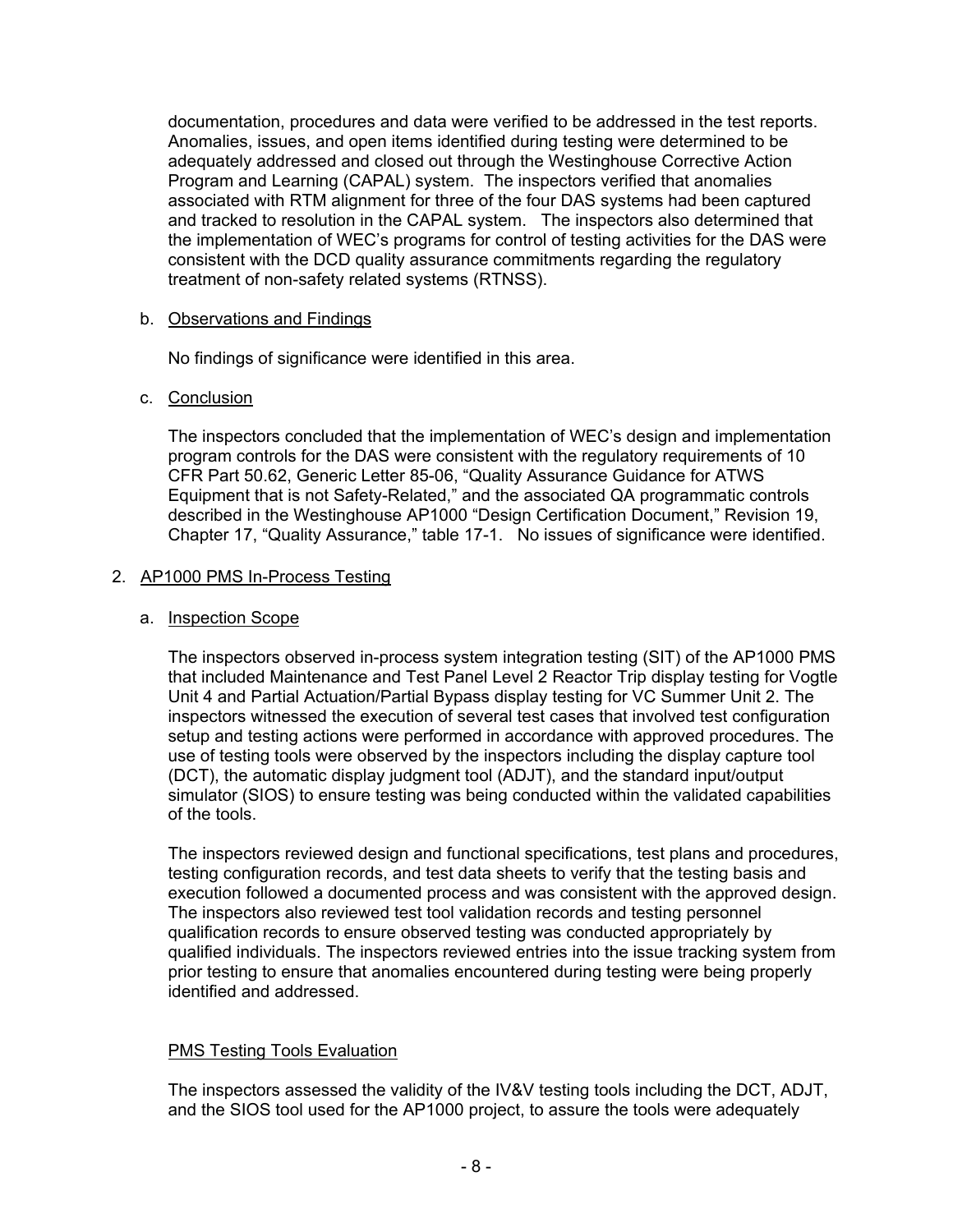documentation, procedures and data were verified to be addressed in the test reports. Anomalies, issues, and open items identified during testing were determined to be adequately addressed and closed out through the Westinghouse Corrective Action Program and Learning (CAPAL) system. The inspectors verified that anomalies associated with RTM alignment for three of the four DAS systems had been captured and tracked to resolution in the CAPAL system. The inspectors also determined that the implementation of WEC's programs for control of testing activities for the DAS were consistent with the DCD quality assurance commitments regarding the regulatory treatment of non-safety related systems (RTNSS).

b. Observations and Findings

No findings of significance were identified in this area.

c. Conclusion

The inspectors concluded that the implementation of WEC's design and implementation program controls for the DAS were consistent with the regulatory requirements of 10 CFR Part 50.62, Generic Letter 85-06, "Quality Assurance Guidance for ATWS Equipment that is not Safety-Related," and the associated QA programmatic controls described in the Westinghouse AP1000 "Design Certification Document," Revision 19, Chapter 17, "Quality Assurance," table 17-1. No issues of significance were identified.

2. AP1000 PMS In-Process Testing

a. Inspection Scope

The inspectors observed in-process system integration testing (SIT) of the AP1000 PMS that included Maintenance and Test Panel Level 2 Reactor Trip display testing for Vogtle Unit 4 and Partial Actuation/Partial Bypass display testing for VC Summer Unit 2. The inspectors witnessed the execution of several test cases that involved test configuration setup and testing actions were performed in accordance with approved procedures. The use of testing tools were observed by the inspectors including the display capture tool (DCT), the automatic display judgment tool (ADJT), and the standard input/output simulator (SIOS) to ensure testing was being conducted within the validated capabilities of the tools.

The inspectors reviewed design and functional specifications, test plans and procedures, testing configuration records, and test data sheets to verify that the testing basis and execution followed a documented process and was consistent with the approved design. The inspectors also reviewed test tool validation records and testing personnel qualification records to ensure observed testing was conducted appropriately by qualified individuals. The inspectors reviewed entries into the issue tracking system from prior testing to ensure that anomalies encountered during testing were being properly identified and addressed.

PMS Testing Tools Evaluation

The inspectors assessed the validity of the IV&V testing tools including the DCT, ADJT, and the SIOS tool used for the AP1000 project, to assure the tools were adequately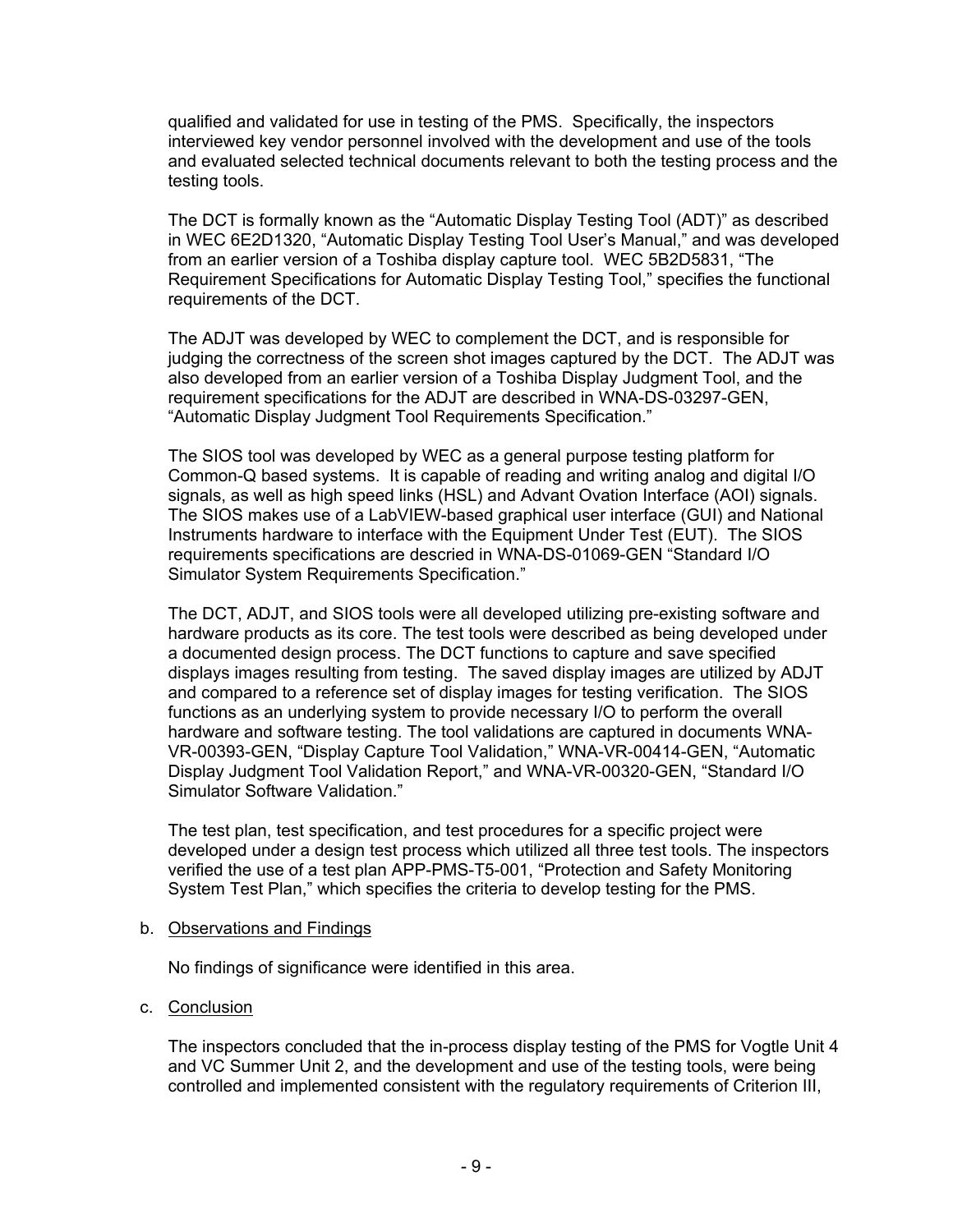qualified and validated for use in testing of the PMS. Specifically, the inspectors interviewed key vendor personnel involved with the development and use of the tools and evaluated selected technical documents relevant to both the testing process and the testing tools.

The DCT is formally known as the "Automatic Display Testing Tool (ADT)" as described in WEC 6E2D1320, "Automatic Display Testing Tool User's Manual," and was developed from an earlier version of a Toshiba display capture tool. WEC 5B2D5831, "The Requirement Specifications for Automatic Display Testing Tool," specifies the functional requirements of the DCT.

The ADJT was developed by WEC to complement the DCT, and is responsible for judging the correctness of the screen shot images captured by the DCT. The ADJT was also developed from an earlier version of a Toshiba Display Judgment Tool, and the requirement specifications for the ADJT are described in WNA-DS-03297-GEN, "Automatic Display Judgment Tool Requirements Specification."

The SIOS tool was developed by WEC as a general purpose testing platform for Common-Q based systems. It is capable of reading and writing analog and digital I/O signals, as well as high speed links (HSL) and Advant Ovation Interface (AOI) signals. The SIOS makes use of a LabVIEW-based graphical user interface (GUI) and National Instruments hardware to interface with the Equipment Under Test (EUT). The SIOS requirements specifications are descried in WNA-DS-01069-GEN "Standard I/O Simulator System Requirements Specification."

The DCT, ADJT, and SIOS tools were all developed utilizing pre-existing software and hardware products as its core. The test tools were described as being developed under a documented design process. The DCT functions to capture and save specified displays images resulting from testing. The saved display images are utilized by ADJT and compared to a reference set of display images for testing verification. The SIOS functions as an underlying system to provide necessary I/O to perform the overall hardware and software testing. The tool validations are captured in documents WNA-VR-00393-GEN, "Display Capture Tool Validation," WNA-VR-00414-GEN, "Automatic Display Judgment Tool Validation Report," and WNA-VR-00320-GEN, "Standard I/O Simulator Software Validation."

The test plan, test specification, and test procedures for a specific project were developed under a design test process which utilized all three test tools. The inspectors verified the use of a test plan APP-PMS-T5-001, "Protection and Safety Monitoring System Test Plan," which specifies the criteria to develop testing for the PMS.

b. Observations and Findings

No findings of significance were identified in this area.

c. Conclusion

The inspectors concluded that the in-process display testing of the PMS for Vogtle Unit 4 and VC Summer Unit 2, and the development and use of the testing tools, were being controlled and implemented consistent with the regulatory requirements of Criterion III,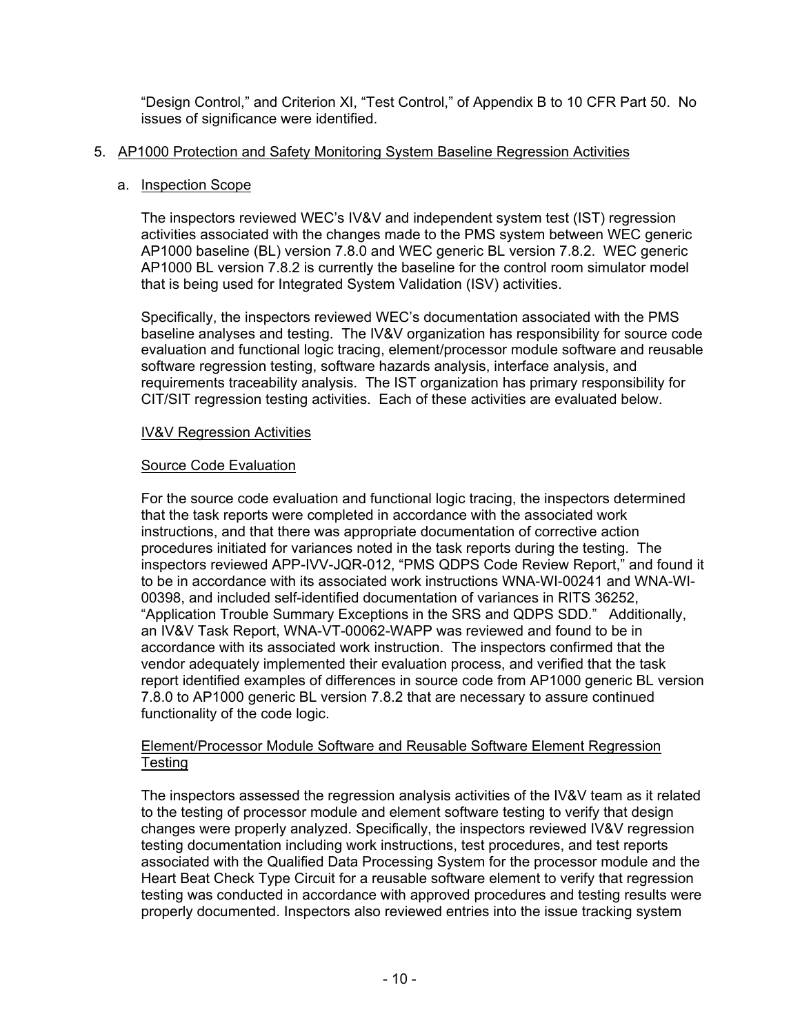"Design Control," and Criterion XI, "Test Control," of Appendix B to 10 CFR Part 50. No issues of significance were identified.

5. AP1000 Protection and Safety Monitoring System Baseline Regression Activities

   a. Inspection Scope

   The inspectors reviewed WEC's IV&V and independent system test (IST) regression activities associated with the changes made to the PMS system between WEC generic AP1000 baseline (BL) version 7.8.0 and WEC generic BL version 7.8.2. WEC generic AP1000 BL version 7.8.2 is currently the baseline for the control room simulator model that is being used for Integrated System Validation (ISV) activities.

   Specifically, the inspectors reviewed WEC's documentation associated with the PMS baseline analyses and testing. The IV&V organization has responsibility for source code evaluation and functional logic tracing, element/processor module software and reusable software regression testing, software hazards analysis, interface analysis, and requirements traceability analysis. The IST organization has primary responsibility for CIT/SIT regression testing activities. Each of these activities are evaluated below.

   IV&V Regression Activities

   Source Code Evaluation

   For the source code evaluation and functional logic tracing, the inspectors determined that the task reports were completed in accordance with the associated work instructions, and that there was appropriate documentation of corrective action procedures initiated for variances noted in the task reports during the testing. The inspectors reviewed APP-IVV-JQR-012, "PMS QDPS Code Review Report," and found it to be in accordance with its associated work instructions WNA-WI-00241 and WNA-WI-00398, and included self-identified documentation of variances in RITS 36252, "Application Trouble Summary Exceptions in the SRS and QDPS SDD." Additionally, an IV&V Task Report, WNA-VT-00062-WAPP was reviewed and found to be in accordance with its associated work instruction. The inspectors confirmed that the vendor adequately implemented their evaluation process, and verified that the task report identified examples of differences in source code from AP1000 generic BL version 7.8.0 to AP1000 generic BL version 7.8.2 that are necessary to assure continued functionality of the code logic.

   Element/Processor Module Software and Reusable Software Element Regression Testing

   The inspectors assessed the regression analysis activities of the IV&V team as it related to the testing of processor module and element software testing to verify that design changes were properly analyzed. Specifically, the inspectors reviewed IV&V regression testing documentation including work instructions, test procedures, and test reports associated with the Qualified Data Processing System for the processor module and the Heart Beat Check Type Circuit for a reusable software element to verify that regression testing was conducted in accordance with approved procedures and testing results were properly documented. Inspectors also reviewed entries into the issue tracking system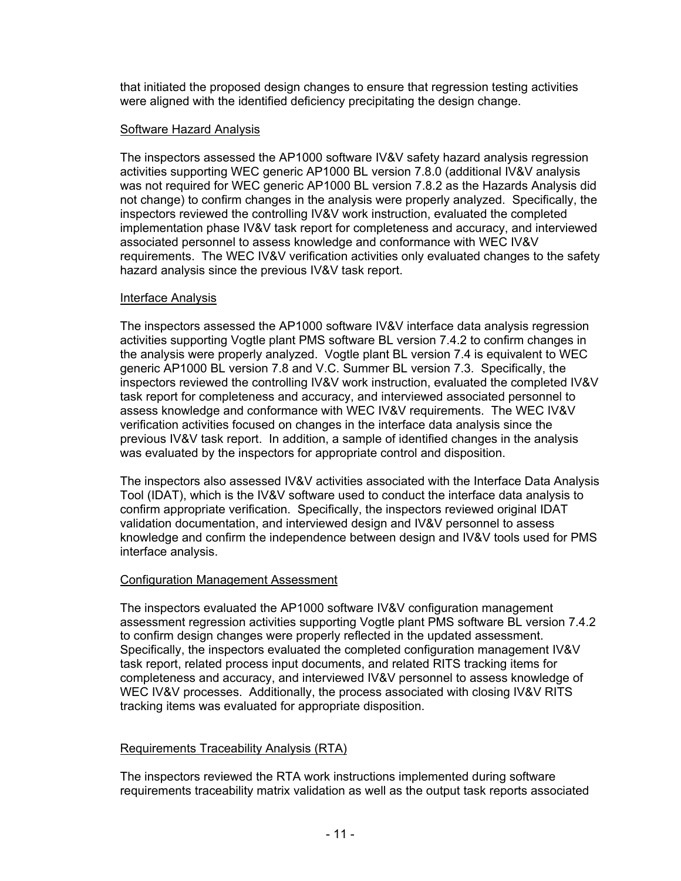that initiated the proposed design changes to ensure that regression testing activities were aligned with the identified deficiency precipitating the design change.

Software Hazard Analysis

The inspectors assessed the AP1000 software IV&V safety hazard analysis regression activities supporting WEC generic AP1000 BL version 7.8.0 (additional IV&V analysis was not required for WEC generic AP1000 BL version 7.8.2 as the Hazards Analysis did not change) to confirm changes in the analysis were properly analyzed. Specifically, the inspectors reviewed the controlling IV&V work instruction, evaluated the completed implementation phase IV&V task report for completeness and accuracy, and interviewed associated personnel to assess knowledge and conformance with WEC IV&V requirements. The WEC IV&V verification activities only evaluated changes to the safety hazard analysis since the previous IV&V task report.

Interface Analysis

The inspectors assessed the AP1000 software IV&V interface data analysis regression activities supporting Vogtle plant PMS software BL version 7.4.2 to confirm changes in the analysis were properly analyzed. Vogtle plant BL version 7.4 is equivalent to WEC generic AP1000 BL version 7.8 and V.C. Summer BL version 7.3. Specifically, the inspectors reviewed the controlling IV&V work instruction, evaluated the completed IV&V task report for completeness and accuracy, and interviewed associated personnel to assess knowledge and conformance with WEC IV&V requirements. The WEC IV&V verification activities focused on changes in the interface data analysis since the previous IV&V task report. In addition, a sample of identified changes in the analysis was evaluated by the inspectors for appropriate control and disposition.

The inspectors also assessed IV&V activities associated with the Interface Data Analysis Tool (IDAT), which is the IV&V software used to conduct the interface data analysis to confirm appropriate verification. Specifically, the inspectors reviewed original IDAT validation documentation, and interviewed design and IV&V personnel to assess knowledge and confirm the independence between design and IV&V tools used for PMS interface analysis.

Configuration Management Assessment

The inspectors evaluated the AP1000 software IV&V configuration management assessment regression activities supporting Vogtle plant PMS software BL version 7.4.2 to confirm design changes were properly reflected in the updated assessment. Specifically, the inspectors evaluated the completed configuration management IV&V task report, related process input documents, and related RITS tracking items for completeness and accuracy, and interviewed IV&V personnel to assess knowledge of WEC IV&V processes. Additionally, the process associated with closing IV&V RITS tracking items was evaluated for appropriate disposition.

Requirements Traceability Analysis (RTA)

The inspectors reviewed the RTA work instructions implemented during software requirements traceability matrix validation as well as the output task reports associated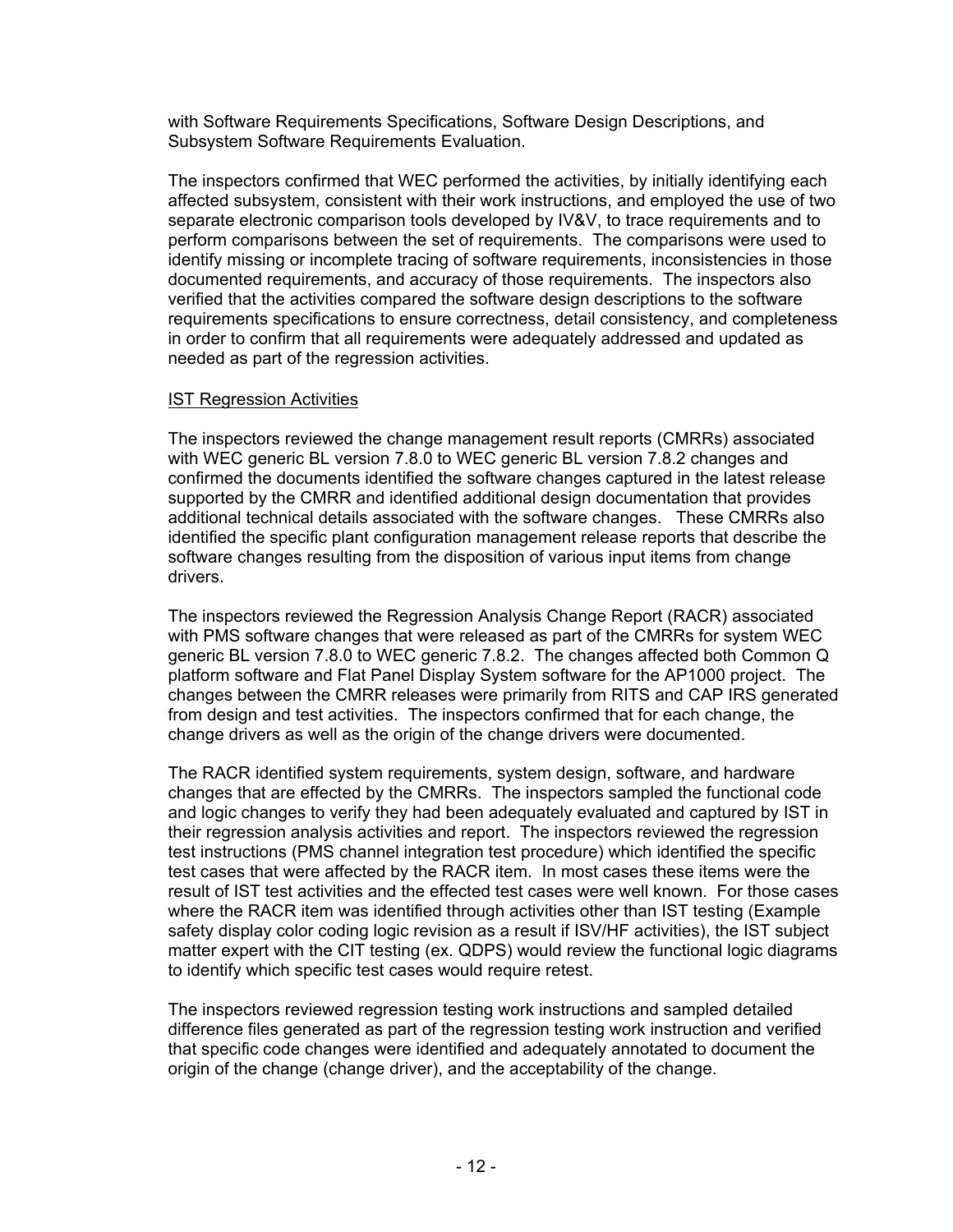with Software Requirements Specifications, Software Design Descriptions, and Subsystem Software Requirements Evaluation.

The inspectors confirmed that WEC performed the activities, by initially identifying each affected subsystem, consistent with their work instructions, and employed the use of two separate electronic comparison tools developed by IV&V, to trace requirements and to perform comparisons between the set of requirements. The comparisons were used to identify missing or incomplete tracing of software requirements, inconsistencies in those documented requirements, and accuracy of those requirements. The inspectors also verified that the activities compared the software design descriptions to the software requirements specifications to ensure correctness, detail consistency, and completeness in order to confirm that all requirements were adequately addressed and updated as needed as part of the regression activities.

IST Regression Activities

The inspectors reviewed the change management result reports (CMRRs) associated with WEC generic BL version 7.8.0 to WEC generic BL version 7.8.2 changes and confirmed the documents identified the software changes captured in the latest release supported by the CMRR and identified additional design documentation that provides additional technical details associated with the software changes. These CMRRs also identified the specific plant configuration management release reports that describe the software changes resulting from the disposition of various input items from change drivers.

The inspectors reviewed the Regression Analysis Change Report (RACR) associated with PMS software changes that were released as part of the CMRRs for system WEC generic BL version 7.8.0 to WEC generic 7.8.2. The changes affected both Common Q platform software and Flat Panel Display System software for the AP1000 project. The changes between the CMRR releases were primarily from RITS and CAP IRS generated from design and test activities. The inspectors confirmed that for each change, the change drivers as well as the origin of the change drivers were documented.

The RACR identified system requirements, system design, software, and hardware changes that are effected by the CMRRs. The inspectors sampled the functional code and logic changes to verify they had been adequately evaluated and captured by IST in their regression analysis activities and report. The inspectors reviewed the regression test instructions (PMS channel integration test procedure) which identified the specific test cases that were affected by the RACR item. In most cases these items were the result of IST test activities and the effected test cases were well known. For those cases where the RACR item was identified through activities other than IST testing (Example safety display color coding logic revision as a result if ISV/HF activities), the IST subject matter expert with the CIT testing (ex. QDPS) would review the functional logic diagrams to identify which specific test cases would require retest.

The inspectors reviewed regression testing work instructions and sampled detailed difference files generated as part of the regression testing work instruction and verified that specific code changes were identified and adequately annotated to document the origin of the change (change driver), and the acceptability of the change.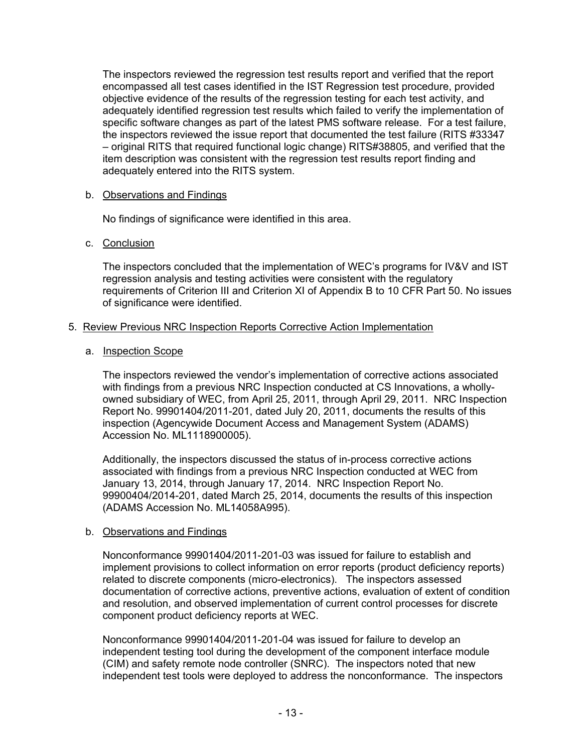The inspectors reviewed the regression test results report and verified that the report encompassed all test cases identified in the IST Regression test procedure, provided objective evidence of the results of the regression testing for each test activity, and adequately identified regression test results which failed to verify the implementation of specific software changes as part of the latest PMS software release. For a test failure, the inspectors reviewed the issue report that documented the test failure (RITS #33347 – original RITS that required functional logic change) RITS#38805, and verified that the item description was consistent with the regression test results report finding and adequately entered into the RITS system.

b. Observations and Findings

No findings of significance were identified in this area.

c. Conclusion

The inspectors concluded that the implementation of WEC's programs for IV&V and IST regression analysis and testing activities were consistent with the regulatory requirements of Criterion III and Criterion XI of Appendix B to 10 CFR Part 50. No issues of significance were identified.

5. Review Previous NRC Inspection Reports Corrective Action Implementation

a. Inspection Scope

The inspectors reviewed the vendor's implementation of corrective actions associated with findings from a previous NRC Inspection conducted at CS Innovations, a wholly-owned subsidiary of WEC, from April 25, 2011, through April 29, 2011. NRC Inspection Report No. 99901404/2011-201, dated July 20, 2011, documents the results of this inspection (Agencywide Document Access and Management System (ADAMS) Accession No. ML1118900005).

Additionally, the inspectors discussed the status of in-process corrective actions associated with findings from a previous NRC Inspection conducted at WEC from January 13, 2014, through January 17, 2014. NRC Inspection Report No. 99900404/2014-201, dated March 25, 2014, documents the results of this inspection (ADAMS Accession No. ML14058A995).

b. Observations and Findings

Nonconformance 99901404/2011-201-03 was issued for failure to establish and implement provisions to collect information on error reports (product deficiency reports) related to discrete components (micro-electronics). The inspectors assessed documentation of corrective actions, preventive actions, evaluation of extent of condition and resolution, and observed implementation of current control processes for discrete component product deficiency reports at WEC.

Nonconformance 99901404/2011-201-04 was issued for failure to develop an independent testing tool during the development of the component interface module (CIM) and safety remote node controller (SNRC). The inspectors noted that new independent test tools were deployed to address the nonconformance. The inspectors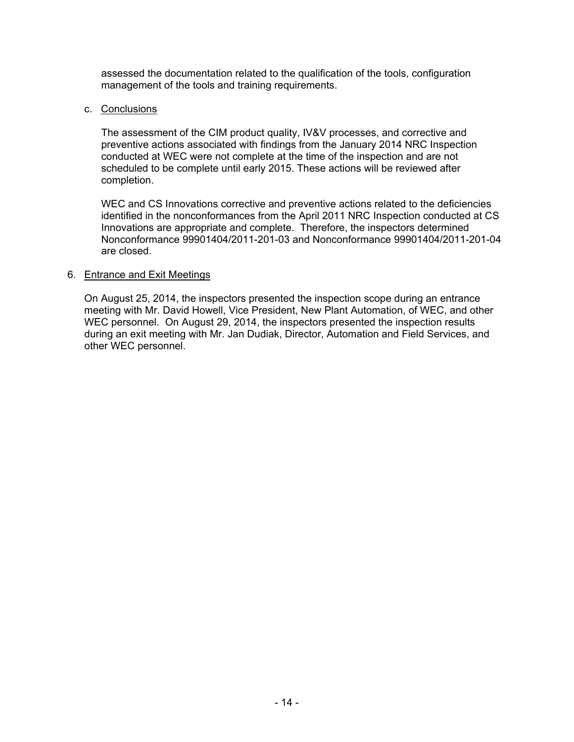assessed the documentation related to the qualification of the tools, configuration management of the tools and training requirements.

c. Conclusions

The assessment of the CIM product quality, IV&V processes, and corrective and preventive actions associated with findings from the January 2014 NRC Inspection conducted at WEC were not complete at the time of the inspection and are not scheduled to be complete until early 2015. These actions will be reviewed after completion.

WEC and CS Innovations corrective and preventive actions related to the deficiencies identified in the nonconformances from the April 2011 NRC Inspection conducted at CS Innovations are appropriate and complete. Therefore, the inspectors determined Nonconformance 99901404/2011-201-03 and Nonconformance 99901404/2011-201-04 are closed.

## 6. Entrance and Exit Meetings

On August 25, 2014, the inspectors presented the inspection scope during an entrance meeting with Mr. David Howell, Vice President, New Plant Automation, of WEC, and other WEC personnel. On August 29, 2014, the inspectors presented the inspection results during an exit meeting with Mr. Jan Dudiak, Director, Automation and Field Services, and other WEC personnel.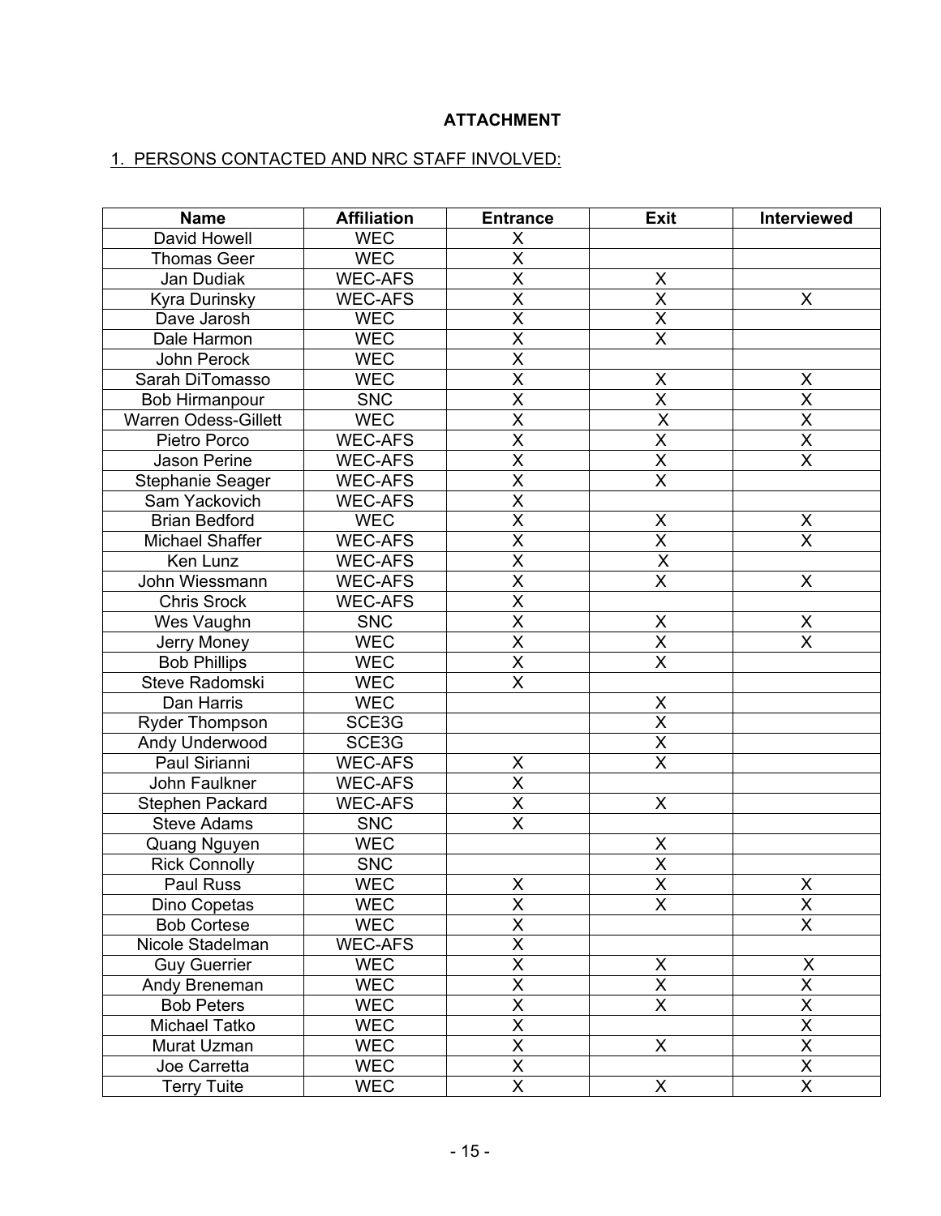**ATTACHMENT**

1. PERSONS CONTACTED AND NRC STAFF INVOLVED:

| Name | Affiliation | Entrance | Exit | Interviewed |
|---|---|---|---|---|
| David Howell | WEC | X | | |
| Thomas Geer | WEC | X | | |
| Jan Dudiak | WEC-AFS | X | X | |
| Kyra Durinsky | WEC-AFS | X | X | X |
| Dave Jarosh | WEC | X | X | |
| Dale Harmon | WEC | X | X | |
| John Perock | WEC | X | | |
| Sarah DiTomasso | WEC | X | X | X |
| Bob Hirmanpour | SNC | X | X | X |
| Warren Odess-Gillett | WEC | X | X | X |
| Pietro Porco | WEC-AFS | X | X | X |
| Jason Perine | WEC-AFS | X | X | X |
| Stephanie Seager | WEC-AFS | X | X | |
| Sam Yackovich | WEC-AFS | X | | |
| Brian Bedford | WEC | X | X | X |
| Michael Shaffer | WEC-AFS | X | X | X |
| Ken Lunz | WEC-AFS | X | X | |
| John Wiessmann | WEC-AFS | X | X | X |
| Chris Srock | WEC-AFS | X | | |
| Wes Vaughn | SNC | X | X | X |
| Jerry Money | WEC | X | X | X |
| Bob Phillips | WEC | X | X | |
| Steve Radomski | WEC | X | | |
| Dan Harris | WEC | | X | |
| Ryder Thompson | SCE3G | | X | |
| Andy Underwood | SCE3G | | X | |
| Paul Sirianni | WEC-AFS | X | X | |
| John Faulkner | WEC-AFS | X | | |
| Stephen Packard | WEC-AFS | X | X | |
| Steve Adams | SNC | X | | |
| Quang Nguyen | WEC | | X | |
| Rick Connolly | SNC | | X | |
| Paul Russ | WEC | X | X | X |
| Dino Copetas | WEC | X | X | X |
| Bob Cortese | WEC | X | | X |
| Nicole Stadelman | WEC-AFS | X | | |
| Guy Guerrier | WEC | X | X | X |
| Andy Breneman | WEC | X | X | X |
| Bob Peters | WEC | X | X | X |
| Michael Tatko | WEC | X | | X |
| Murat Uzman | WEC | X | X | X |
| Joe Carretta | WEC | X | | X |
| Terry Tuite | WEC | X | X | X |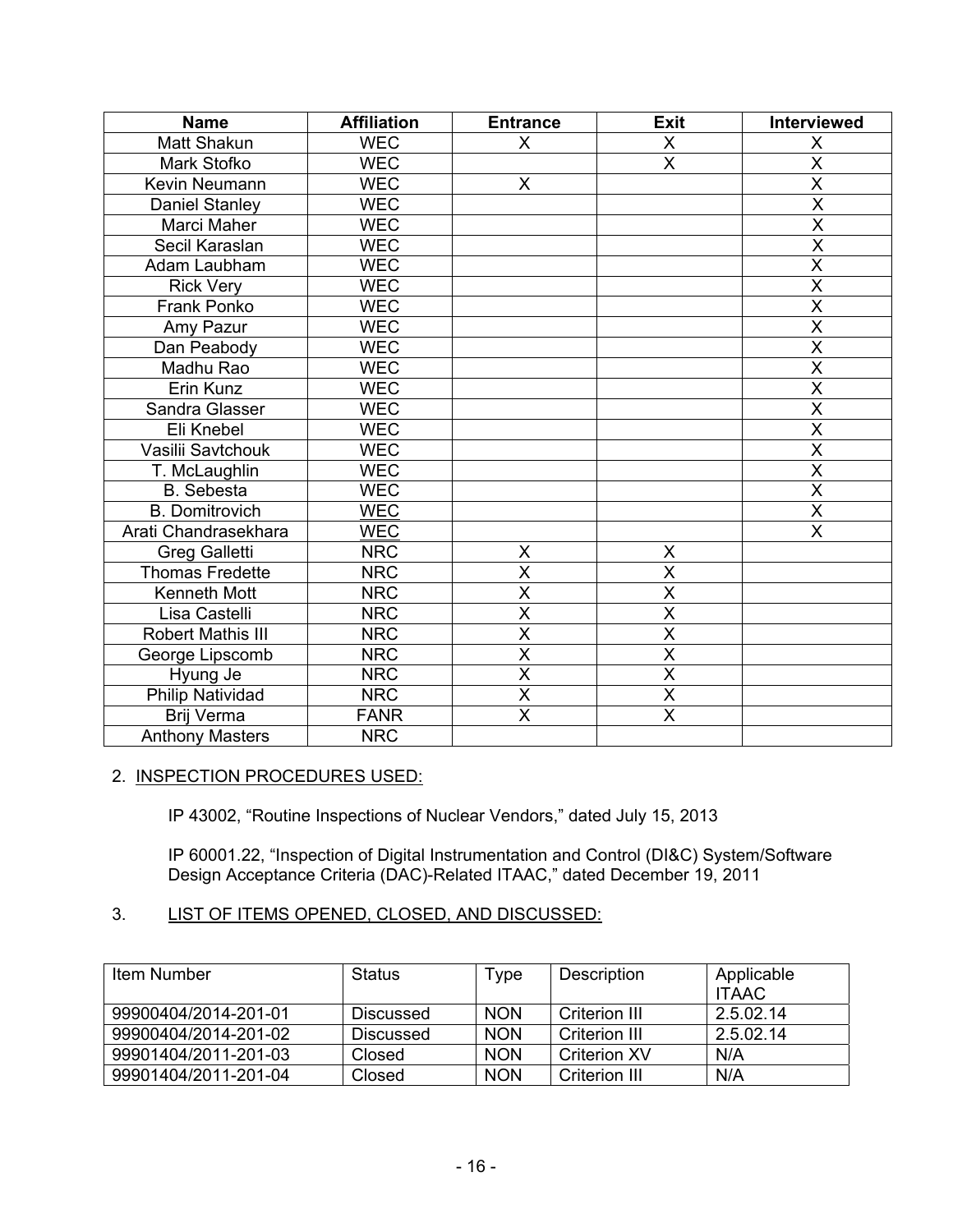| Name | Affiliation | Entrance | Exit | Interviewed |
|---|---|---|---|---|
| Matt Shakun | WEC | X | X | X |
| Mark Stofko | WEC | | X | X |
| Kevin Neumann | WEC | X | | X |
| Daniel Stanley | WEC | | | X |
| Marci Maher | WEC | | | X |
| Secil Karaslan | WEC | | | X |
| Adam Laubham | WEC | | | X |
| Rick Very | WEC | | | X |
| Frank Ponko | WEC | | | X |
| Amy Pazur | WEC | | | X |
| Dan Peabody | WEC | | | X |
| Madhu Rao | WEC | | | X |
| Erin Kunz | WEC | | | X |
| Sandra Glasser | WEC | | | X |
| Eli Knebel | WEC | | | X |
| Vasilii Savtchouk | WEC | | | X |
| T. McLaughlin | WEC | | | X |
| B. Sebesta | WEC | | | X |
| B. Domitrovich | WEC | | | X |
| Arati Chandrasekhara | WEC | | | X |
| Greg Galletti | NRC | X | X | |
| Thomas Fredette | NRC | X | X | |
| Kenneth Mott | NRC | X | X | |
| Lisa Castelli | NRC | X | X | |
| Robert Mathis III | NRC | X | X | |
| George Lipscomb | NRC | X | X | |
| Hyung Je | NRC | X | X | |
| Philip Natividad | NRC | X | X | |
| Brij Verma | FANR | X | X | |
| Anthony Masters | NRC | | | |

2. INSPECTION PROCEDURES USED:

IP 43002, “Routine Inspections of Nuclear Vendors,” dated July 15, 2013

IP 60001.22, “Inspection of Digital Instrumentation and Control (DI&C) System/Software Design Acceptance Criteria (DAC)-Related ITAAC,” dated December 19, 2011

3. LIST OF ITEMS OPENED, CLOSED, AND DISCUSSED:

| Item Number | Status | Type | Description | Applicable ITAAC |
|---|---|---|---|---|
| 99900404/2014-201-01 | Discussed | NON | Criterion III | 2.5.02.14 |
| 99900404/2014-201-02 | Discussed | NON | Criterion III | 2.5.02.14 |
| 99901404/2011-201-03 | Closed | NON | Criterion XV | N/A |
| 99901404/2011-201-04 | Closed | NON | Criterion III | N/A |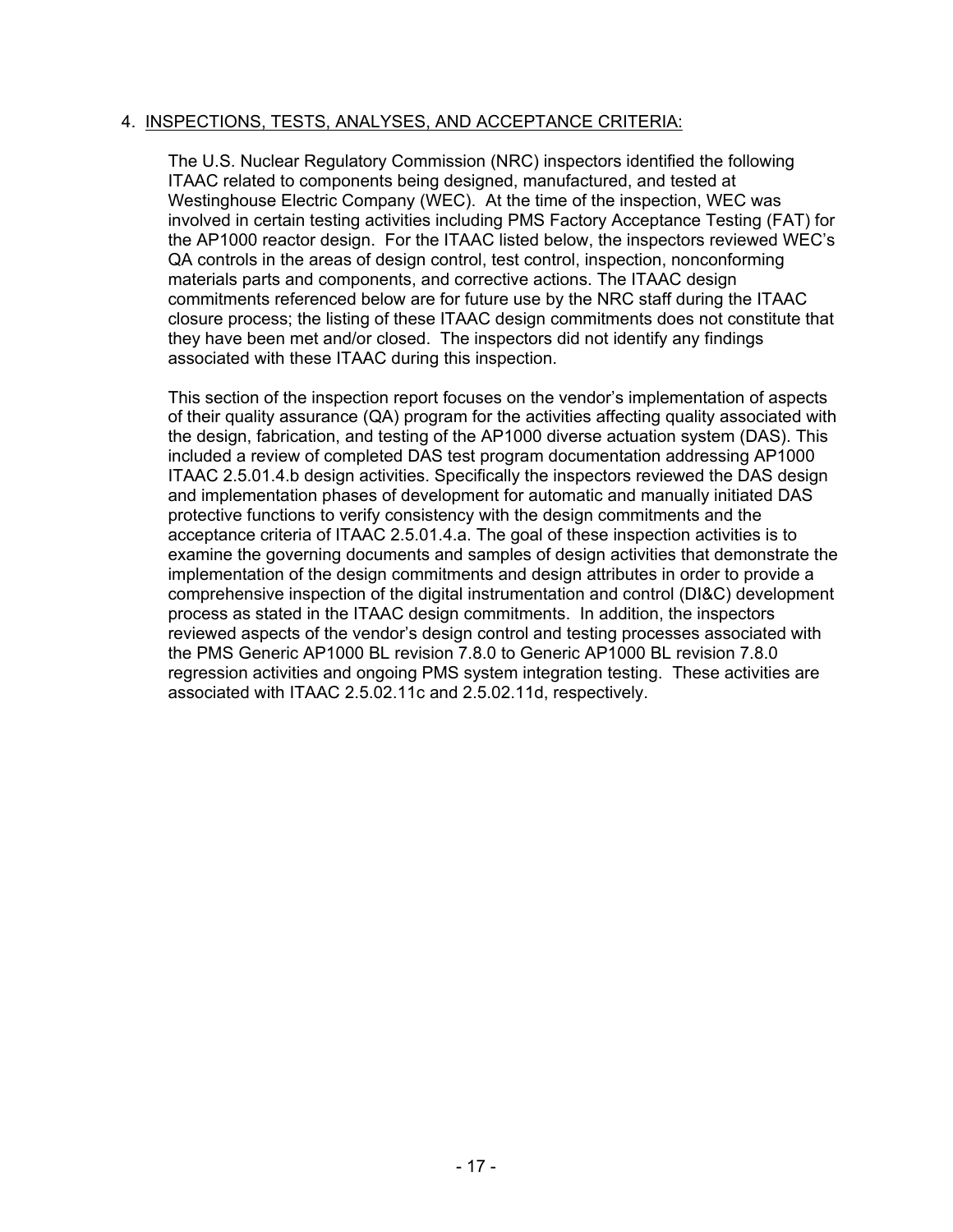## 4. INSPECTIONS, TESTS, ANALYSES, AND ACCEPTANCE CRITERIA:

The U.S. Nuclear Regulatory Commission (NRC) inspectors identified the following ITAAC related to components being designed, manufactured, and tested at Westinghouse Electric Company (WEC). At the time of the inspection, WEC was involved in certain testing activities including PMS Factory Acceptance Testing (FAT) for the AP1000 reactor design. For the ITAAC listed below, the inspectors reviewed WEC's QA controls in the areas of design control, test control, inspection, nonconforming materials parts and components, and corrective actions. The ITAAC design commitments referenced below are for future use by the NRC staff during the ITAAC closure process; the listing of these ITAAC design commitments does not constitute that they have been met and/or closed. The inspectors did not identify any findings associated with these ITAAC during this inspection.

This section of the inspection report focuses on the vendor's implementation of aspects of their quality assurance (QA) program for the activities affecting quality associated with the design, fabrication, and testing of the AP1000 diverse actuation system (DAS). This included a review of completed DAS test program documentation addressing AP1000 ITAAC 2.5.01.4.b design activities. Specifically the inspectors reviewed the DAS design and implementation phases of development for automatic and manually initiated DAS protective functions to verify consistency with the design commitments and the acceptance criteria of ITAAC 2.5.01.4.a. The goal of these inspection activities is to examine the governing documents and samples of design activities that demonstrate the implementation of the design commitments and design attributes in order to provide a comprehensive inspection of the digital instrumentation and control (DI&C) development process as stated in the ITAAC design commitments. In addition, the inspectors reviewed aspects of the vendor's design control and testing processes associated with the PMS Generic AP1000 BL revision 7.8.0 to Generic AP1000 BL revision 7.8.0 regression activities and ongoing PMS system integration testing. These activities are associated with ITAAC 2.5.02.11c and 2.5.02.11d, respectively.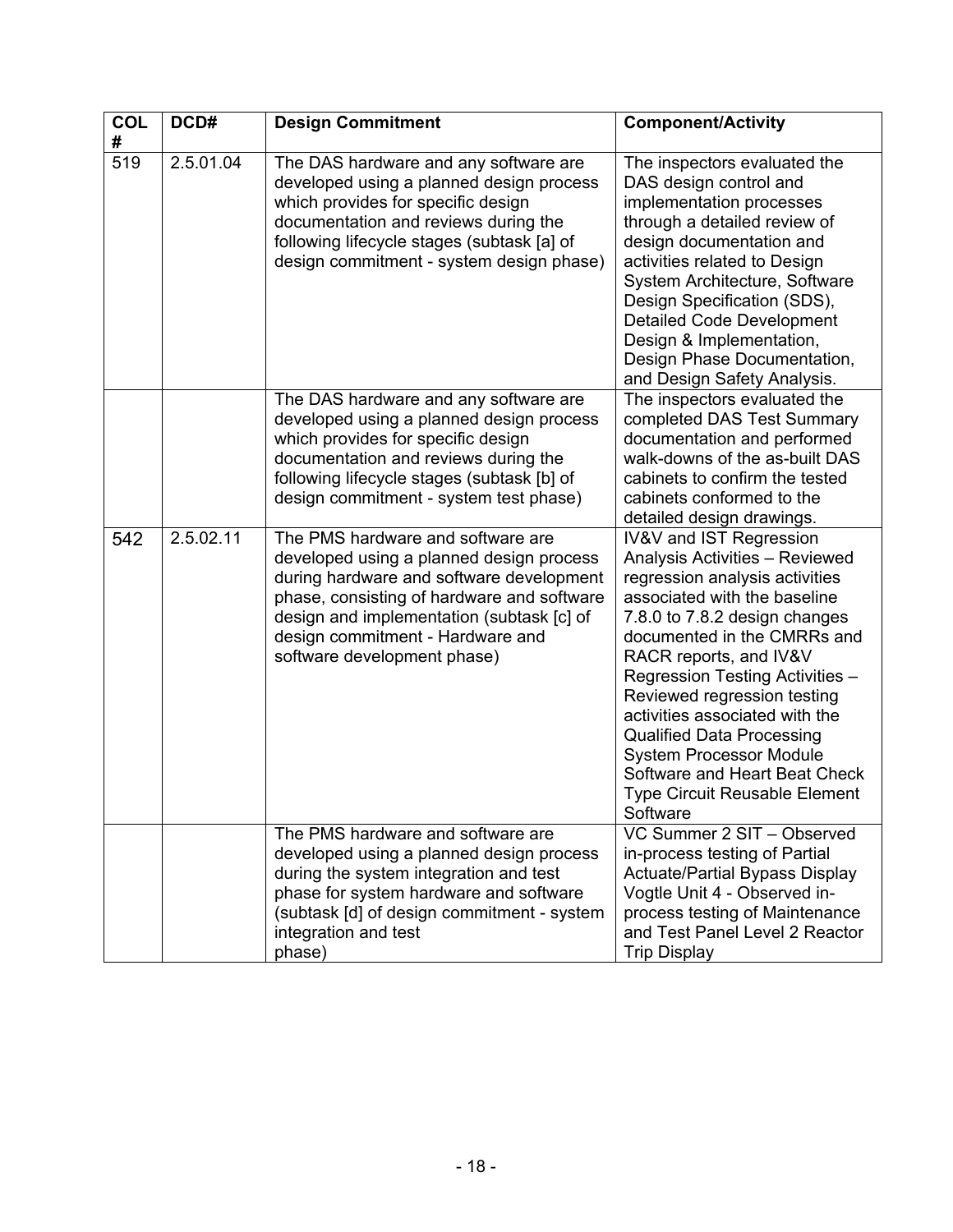| COL # | DCD# | Design Commitment | Component/Activity |
|---|---|---|---|
| 519 | 2.5.01.04 | The DAS hardware and any software are developed using a planned design process which provides for specific design documentation and reviews during the following lifecycle stages (subtask [a] of design commitment - system design phase) | The inspectors evaluated the DAS design control and implementation processes through a detailed review of design documentation and activities related to Design System Architecture, Software Design Specification (SDS), Detailed Code Development Design & Implementation, Design Phase Documentation, and Design Safety Analysis. |
| | | The DAS hardware and any software are developed using a planned design process which provides for specific design documentation and reviews during the following lifecycle stages (subtask [b] of design commitment - system test phase) | The inspectors evaluated the completed DAS Test Summary documentation and performed walk-downs of the as-built DAS cabinets to confirm the tested cabinets conformed to the detailed design drawings. |
| 542 | 2.5.02.11 | The PMS hardware and software are developed using a planned design process during hardware and software development phase, consisting of hardware and software design and implementation (subtask [c] of design commitment - Hardware and software development phase) | IV&V and IST Regression Analysis Activities – Reviewed regression analysis activities associated with the baseline 7.8.0 to 7.8.2 design changes documented in the CMRRs and RACR reports, and IV&V Regression Testing Activities – Reviewed regression testing activities associated with the Qualified Data Processing System Processor Module Software and Heart Beat Check Type Circuit Reusable Element Software |
| | | The PMS hardware and software are developed using a planned design process during the system integration and test phase for system hardware and software (subtask [d] of design commitment - system integration and test phase) | VC Summer 2 SIT – Observed in-process testing of Partial Actuate/Partial Bypass Display Vogtle Unit 4 - Observed in-process testing of Maintenance and Test Panel Level 2 Reactor Trip Display |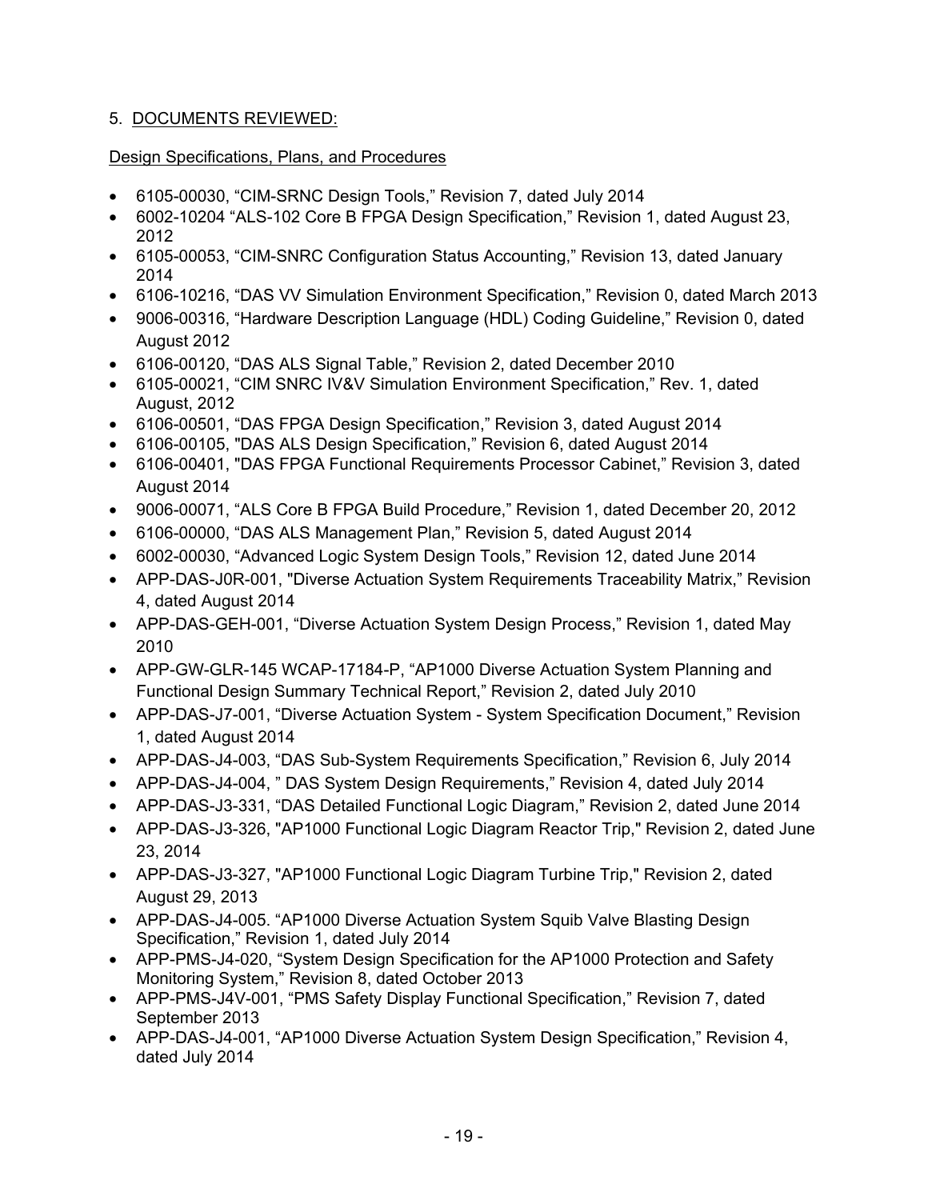## 5. DOCUMENTS REVIEWED:

### Design Specifications, Plans, and Procedures

- 6105-00030, "CIM-SRNC Design Tools," Revision 7, dated July 2014
- 6002-10204 "ALS-102 Core B FPGA Design Specification," Revision 1, dated August 23, 2012
- 6105-00053, "CIM-SNRC Configuration Status Accounting," Revision 13, dated January 2014
- 6106-10216, "DAS VV Simulation Environment Specification," Revision 0, dated March 2013
- 9006-00316, "Hardware Description Language (HDL) Coding Guideline," Revision 0, dated August 2012
- 6106-00120, "DAS ALS Signal Table," Revision 2, dated December 2010
- 6105-00021, "CIM SNRC IV&V Simulation Environment Specification," Rev. 1, dated August, 2012
- 6106-00501, "DAS FPGA Design Specification," Revision 3, dated August 2014
- 6106-00105, "DAS ALS Design Specification," Revision 6, dated August 2014
- 6106-00401, "DAS FPGA Functional Requirements Processor Cabinet," Revision 3, dated August 2014
- 9006-00071, "ALS Core B FPGA Build Procedure," Revision 1, dated December 20, 2012
- 6106-00000, "DAS ALS Management Plan," Revision 5, dated August 2014
- 6002-00030, "Advanced Logic System Design Tools," Revision 12, dated June 2014
- APP-DAS-J0R-001, "Diverse Actuation System Requirements Traceability Matrix," Revision 4, dated August 2014
- APP-DAS-GEH-001, "Diverse Actuation System Design Process," Revision 1, dated May 2010
- APP-GW-GLR-145 WCAP-17184-P, "AP1000 Diverse Actuation System Planning and Functional Design Summary Technical Report," Revision 2, dated July 2010
- APP-DAS-J7-001, "Diverse Actuation System - System Specification Document," Revision 1, dated August 2014
- APP-DAS-J4-003, "DAS Sub-System Requirements Specification," Revision 6, July 2014
- APP-DAS-J4-004, " DAS System Design Requirements," Revision 4, dated July 2014
- APP-DAS-J3-331, "DAS Detailed Functional Logic Diagram," Revision 2, dated June 2014
- APP-DAS-J3-326, "AP1000 Functional Logic Diagram Reactor Trip," Revision 2, dated June 23, 2014
- APP-DAS-J3-327, "AP1000 Functional Logic Diagram Turbine Trip," Revision 2, dated August 29, 2013
- APP-DAS-J4-005. "AP1000 Diverse Actuation System Squib Valve Blasting Design Specification," Revision 1, dated July 2014
- APP-PMS-J4-020, "System Design Specification for the AP1000 Protection and Safety Monitoring System," Revision 8, dated October 2013
- APP-PMS-J4V-001, "PMS Safety Display Functional Specification," Revision 7, dated September 2013
- APP-DAS-J4-001, "AP1000 Diverse Actuation System Design Specification," Revision 4, dated July 2014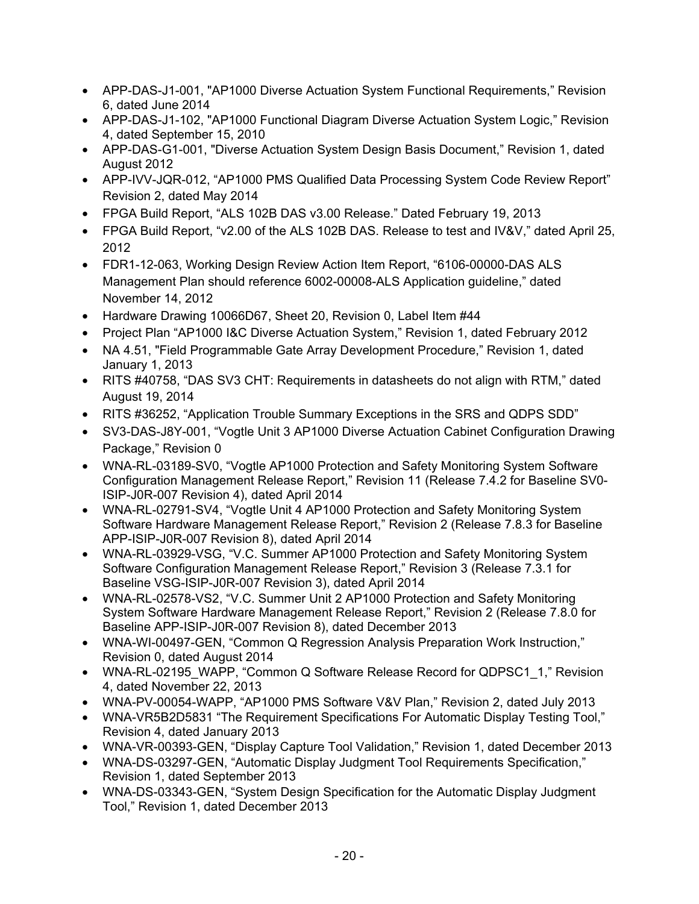- APP-DAS-J1-001, "AP1000 Diverse Actuation System Functional Requirements," Revision 6, dated June 2014
- APP-DAS-J1-102, "AP1000 Functional Diagram Diverse Actuation System Logic," Revision 4, dated September 15, 2010
- APP-DAS-G1-001, "Diverse Actuation System Design Basis Document," Revision 1, dated August 2012
- APP-IVV-JQR-012, "AP1000 PMS Qualified Data Processing System Code Review Report" Revision 2, dated May 2014
- FPGA Build Report, "ALS 102B DAS v3.00 Release." Dated February 19, 2013
- FPGA Build Report, "v2.00 of the ALS 102B DAS. Release to test and IV&V," dated April 25, 2012
- FDR1-12-063, Working Design Review Action Item Report, "6106-00000-DAS ALS Management Plan should reference 6002-00008-ALS Application guideline," dated November 14, 2012
- Hardware Drawing 10066D67, Sheet 20, Revision 0, Label Item #44
- Project Plan "AP1000 I&C Diverse Actuation System," Revision 1, dated February 2012
- NA 4.51, "Field Programmable Gate Array Development Procedure," Revision 1, dated January 1, 2013
- RITS #40758, "DAS SV3 CHT: Requirements in datasheets do not align with RTM," dated August 19, 2014
- RITS #36252, "Application Trouble Summary Exceptions in the SRS and QDPS SDD"
- SV3-DAS-J8Y-001, "Vogtle Unit 3 AP1000 Diverse Actuation Cabinet Configuration Drawing Package," Revision 0
- WNA-RL-03189-SV0, "Vogtle AP1000 Protection and Safety Monitoring System Software Configuration Management Release Report," Revision 11 (Release 7.4.2 for Baseline SV0-ISIP-J0R-007 Revision 4), dated April 2014
- WNA-RL-02791-SV4, "Vogtle Unit 4 AP1000 Protection and Safety Monitoring System Software Hardware Management Release Report," Revision 2 (Release 7.8.3 for Baseline APP-ISIP-J0R-007 Revision 8), dated April 2014
- WNA-RL-03929-VSG, "V.C. Summer AP1000 Protection and Safety Monitoring System Software Configuration Management Release Report," Revision 3 (Release 7.3.1 for Baseline VSG-ISIP-J0R-007 Revision 3), dated April 2014
- WNA-RL-02578-VS2, "V.C. Summer Unit 2 AP1000 Protection and Safety Monitoring System Software Hardware Management Release Report," Revision 2 (Release 7.8.0 for Baseline APP-ISIP-J0R-007 Revision 8), dated December 2013
- WNA-WI-00497-GEN, "Common Q Regression Analysis Preparation Work Instruction," Revision 0, dated August 2014
- WNA-RL-02195_WAPP, "Common Q Software Release Record for QDPSC1_1," Revision 4, dated November 22, 2013
- WNA-PV-00054-WAPP, "AP1000 PMS Software V&V Plan," Revision 2, dated July 2013
- WNA-VR5B2D5831 "The Requirement Specifications For Automatic Display Testing Tool," Revision 4, dated January 2013
- WNA-VR-00393-GEN, "Display Capture Tool Validation," Revision 1, dated December 2013
- WNA-DS-03297-GEN, "Automatic Display Judgment Tool Requirements Specification," Revision 1, dated September 2013
- WNA-DS-03343-GEN, "System Design Specification for the Automatic Display Judgment Tool," Revision 1, dated December 2013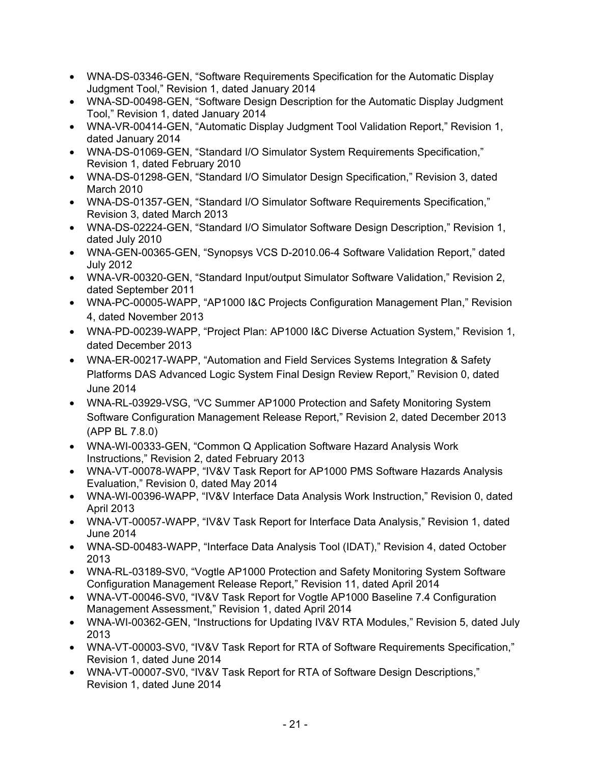- WNA-DS-03346-GEN, "Software Requirements Specification for the Automatic Display Judgment Tool," Revision 1, dated January 2014
- WNA-SD-00498-GEN, "Software Design Description for the Automatic Display Judgment Tool," Revision 1, dated January 2014
- WNA-VR-00414-GEN, "Automatic Display Judgment Tool Validation Report," Revision 1, dated January 2014
- WNA-DS-01069-GEN, "Standard I/O Simulator System Requirements Specification," Revision 1, dated February 2010
- WNA-DS-01298-GEN, "Standard I/O Simulator Design Specification," Revision 3, dated March 2010
- WNA-DS-01357-GEN, "Standard I/O Simulator Software Requirements Specification," Revision 3, dated March 2013
- WNA-DS-02224-GEN, "Standard I/O Simulator Software Design Description," Revision 1, dated July 2010
- WNA-GEN-00365-GEN, "Synopsys VCS D-2010.06-4 Software Validation Report," dated July 2012
- WNA-VR-00320-GEN, "Standard Input/output Simulator Software Validation," Revision 2, dated September 2011
- WNA-PC-00005-WAPP, "AP1000 I&C Projects Configuration Management Plan," Revision 4, dated November 2013
- WNA-PD-00239-WAPP, "Project Plan: AP1000 I&C Diverse Actuation System," Revision 1, dated December 2013
- WNA-ER-00217-WAPP, "Automation and Field Services Systems Integration & Safety Platforms DAS Advanced Logic System Final Design Review Report," Revision 0, dated June 2014
- WNA-RL-03929-VSG, "VC Summer AP1000 Protection and Safety Monitoring System Software Configuration Management Release Report," Revision 2, dated December 2013 (APP BL 7.8.0)
- WNA-WI-00333-GEN, "Common Q Application Software Hazard Analysis Work Instructions," Revision 2, dated February 2013
- WNA-VT-00078-WAPP, "IV&V Task Report for AP1000 PMS Software Hazards Analysis Evaluation," Revision 0, dated May 2014
- WNA-WI-00396-WAPP, "IV&V Interface Data Analysis Work Instruction," Revision 0, dated April 2013
- WNA-VT-00057-WAPP, "IV&V Task Report for Interface Data Analysis," Revision 1, dated June 2014
- WNA-SD-00483-WAPP, "Interface Data Analysis Tool (IDAT)," Revision 4, dated October 2013
- WNA-RL-03189-SV0, "Vogtle AP1000 Protection and Safety Monitoring System Software Configuration Management Release Report," Revision 11, dated April 2014
- WNA-VT-00046-SV0, "IV&V Task Report for Vogtle AP1000 Baseline 7.4 Configuration Management Assessment," Revision 1, dated April 2014
- WNA-WI-00362-GEN, "Instructions for Updating IV&V RTA Modules," Revision 5, dated July 2013
- WNA-VT-00003-SV0, "IV&V Task Report for RTA of Software Requirements Specification," Revision 1, dated June 2014
- WNA-VT-00007-SV0, "IV&V Task Report for RTA of Software Design Descriptions," Revision 1, dated June 2014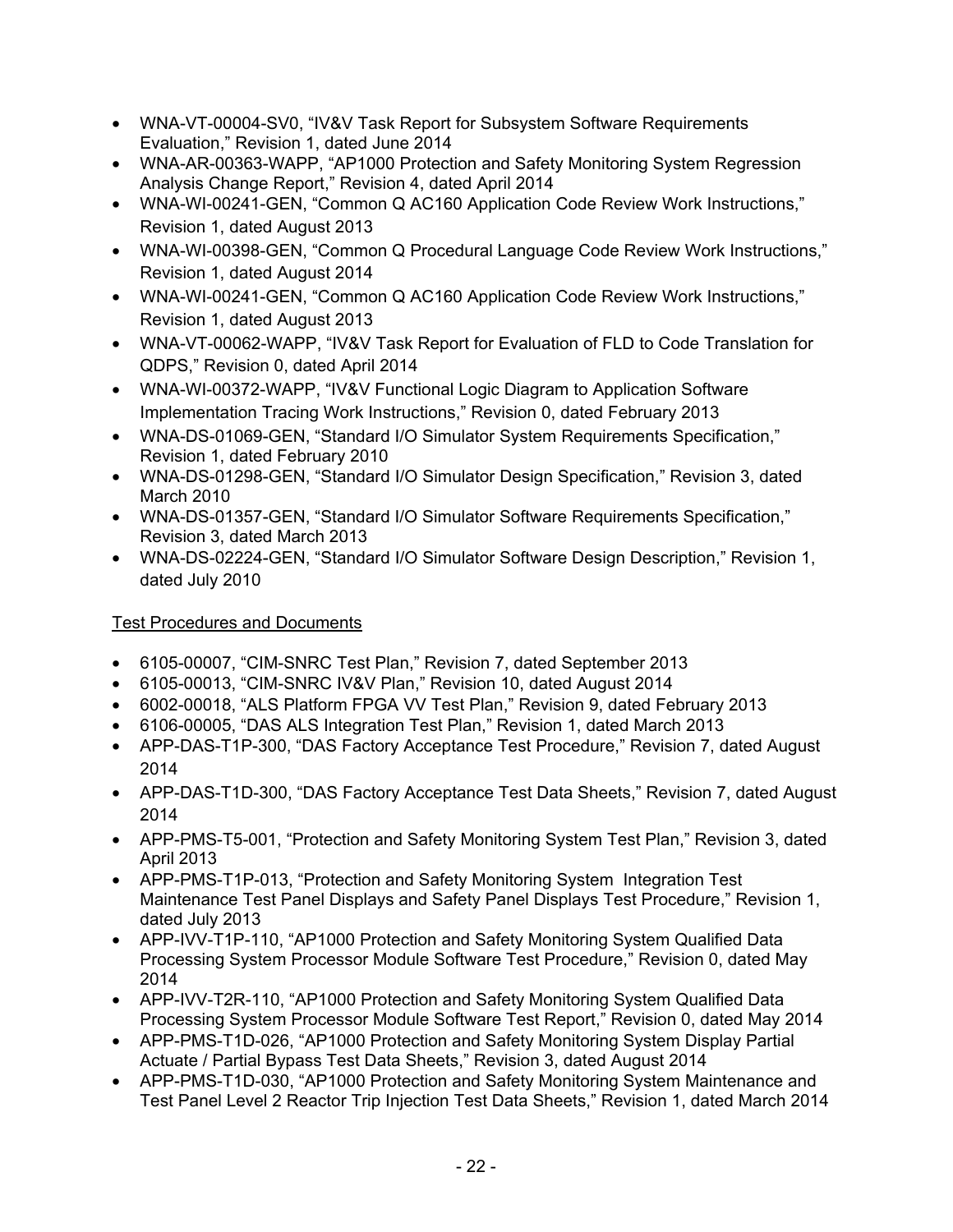- WNA-VT-00004-SV0, "IV&V Task Report for Subsystem Software Requirements Evaluation," Revision 1, dated June 2014
- WNA-AR-00363-WAPP, "AP1000 Protection and Safety Monitoring System Regression Analysis Change Report," Revision 4, dated April 2014
- WNA-WI-00241-GEN, "Common Q AC160 Application Code Review Work Instructions," Revision 1, dated August 2013
- WNA-WI-00398-GEN, "Common Q Procedural Language Code Review Work Instructions," Revision 1, dated August 2014
- WNA-WI-00241-GEN, "Common Q AC160 Application Code Review Work Instructions," Revision 1, dated August 2013
- WNA-VT-00062-WAPP, "IV&V Task Report for Evaluation of FLD to Code Translation for QDPS," Revision 0, dated April 2014
- WNA-WI-00372-WAPP, "IV&V Functional Logic Diagram to Application Software Implementation Tracing Work Instructions," Revision 0, dated February 2013
- WNA-DS-01069-GEN, "Standard I/O Simulator System Requirements Specification," Revision 1, dated February 2010
- WNA-DS-01298-GEN, "Standard I/O Simulator Design Specification," Revision 3, dated March 2010
- WNA-DS-01357-GEN, "Standard I/O Simulator Software Requirements Specification," Revision 3, dated March 2013
- WNA-DS-02224-GEN, "Standard I/O Simulator Software Design Description," Revision 1, dated July 2010

<u>Test Procedures and Documents</u>

- 6105-00007, "CIM-SNRC Test Plan," Revision 7, dated September 2013
- 6105-00013, "CIM-SNRC IV&V Plan," Revision 10, dated August 2014
- 6002-00018, "ALS Platform FPGA VV Test Plan," Revision 9, dated February 2013
- 6106-00005, "DAS ALS Integration Test Plan," Revision 1, dated March 2013
- APP-DAS-T1P-300, "DAS Factory Acceptance Test Procedure," Revision 7, dated August 2014
- APP-DAS-T1D-300, "DAS Factory Acceptance Test Data Sheets," Revision 7, dated August 2014
- APP-PMS-T5-001, "Protection and Safety Monitoring System Test Plan," Revision 3, dated April 2013
- APP-PMS-T1P-013, "Protection and Safety Monitoring System Integration Test Maintenance Test Panel Displays and Safety Panel Displays Test Procedure," Revision 1, dated July 2013
- APP-IVV-T1P-110, "AP1000 Protection and Safety Monitoring System Qualified Data Processing System Processor Module Software Test Procedure," Revision 0, dated May 2014
- APP-IVV-T2R-110, "AP1000 Protection and Safety Monitoring System Qualified Data Processing System Processor Module Software Test Report," Revision 0, dated May 2014
- APP-PMS-T1D-026, "AP1000 Protection and Safety Monitoring System Display Partial Actuate / Partial Bypass Test Data Sheets," Revision 3, dated August 2014
- APP-PMS-T1D-030, "AP1000 Protection and Safety Monitoring System Maintenance and Test Panel Level 2 Reactor Trip Injection Test Data Sheets," Revision 1, dated March 2014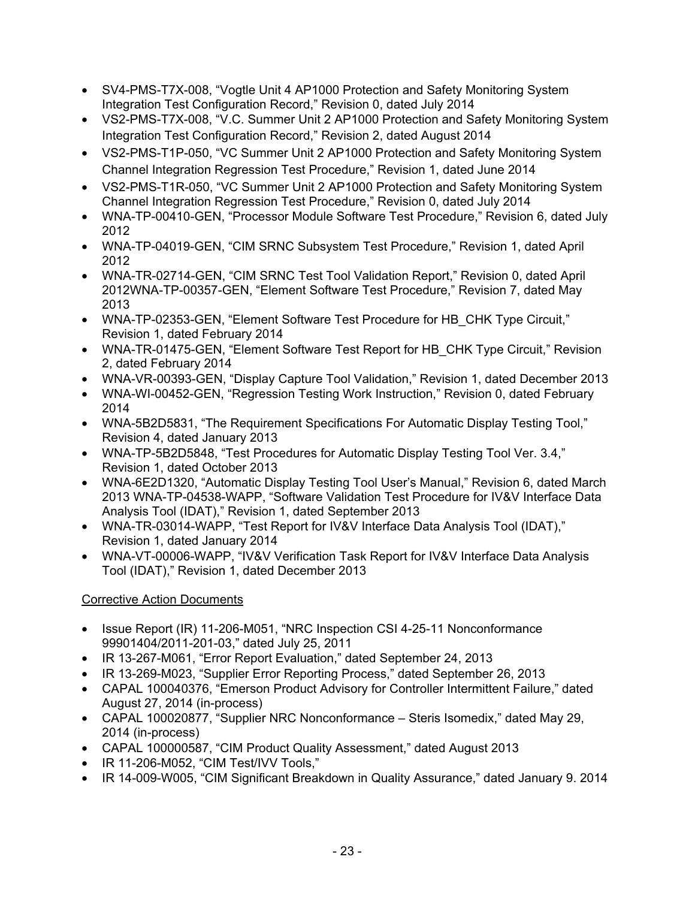- SV4-PMS-T7X-008, "Vogtle Unit 4 AP1000 Protection and Safety Monitoring System Integration Test Configuration Record," Revision 0, dated July 2014
- VS2-PMS-T7X-008, "V.C. Summer Unit 2 AP1000 Protection and Safety Monitoring System Integration Test Configuration Record," Revision 2, dated August 2014
- VS2-PMS-T1P-050, "VC Summer Unit 2 AP1000 Protection and Safety Monitoring System Channel Integration Regression Test Procedure," Revision 1, dated June 2014
- VS2-PMS-T1R-050, "VC Summer Unit 2 AP1000 Protection and Safety Monitoring System Channel Integration Regression Test Procedure," Revision 0, dated July 2014
- WNA-TP-00410-GEN, "Processor Module Software Test Procedure," Revision 6, dated July 2012
- WNA-TP-04019-GEN, "CIM SRNC Subsystem Test Procedure," Revision 1, dated April 2012
- WNA-TR-02714-GEN, "CIM SRNC Test Tool Validation Report," Revision 0, dated April 2012WNA-TP-00357-GEN, "Element Software Test Procedure," Revision 7, dated May 2013
- WNA-TP-02353-GEN, "Element Software Test Procedure for HB_CHK Type Circuit," Revision 1, dated February 2014
- WNA-TR-01475-GEN, "Element Software Test Report for HB_CHK Type Circuit," Revision 2, dated February 2014
- WNA-VR-00393-GEN, "Display Capture Tool Validation," Revision 1, dated December 2013
- WNA-WI-00452-GEN, "Regression Testing Work Instruction," Revision 0, dated February 2014
- WNA-5B2D5831, "The Requirement Specifications For Automatic Display Testing Tool," Revision 4, dated January 2013
- WNA-TP-5B2D5848, "Test Procedures for Automatic Display Testing Tool Ver. 3.4," Revision 1, dated October 2013
- WNA-6E2D1320, "Automatic Display Testing Tool User's Manual," Revision 6, dated March 2013 WNA-TP-04538-WAPP, "Software Validation Test Procedure for IV&V Interface Data Analysis Tool (IDAT)," Revision 1, dated September 2013
- WNA-TR-03014-WAPP, "Test Report for IV&V Interface Data Analysis Tool (IDAT)," Revision 1, dated January 2014
- WNA-VT-00006-WAPP, "IV&V Verification Task Report for IV&V Interface Data Analysis Tool (IDAT)," Revision 1, dated December 2013

Corrective Action Documents

- Issue Report (IR) 11-206-M051, "NRC Inspection CSI 4-25-11 Nonconformance 99901404/2011-201-03," dated July 25, 2011
- IR 13-267-M061, "Error Report Evaluation," dated September 24, 2013
- IR 13-269-M023, "Supplier Error Reporting Process," dated September 26, 2013
- CAPAL 100040376, "Emerson Product Advisory for Controller Intermittent Failure," dated August 27, 2014 (in-process)
- CAPAL 100020877, "Supplier NRC Nonconformance – Steris Isomedix," dated May 29, 2014 (in-process)
- CAPAL 100000587, "CIM Product Quality Assessment," dated August 2013
- IR 11-206-M052, "CIM Test/IVV Tools,"
- IR 14-009-W005, "CIM Significant Breakdown in Quality Assurance," dated January 9. 2014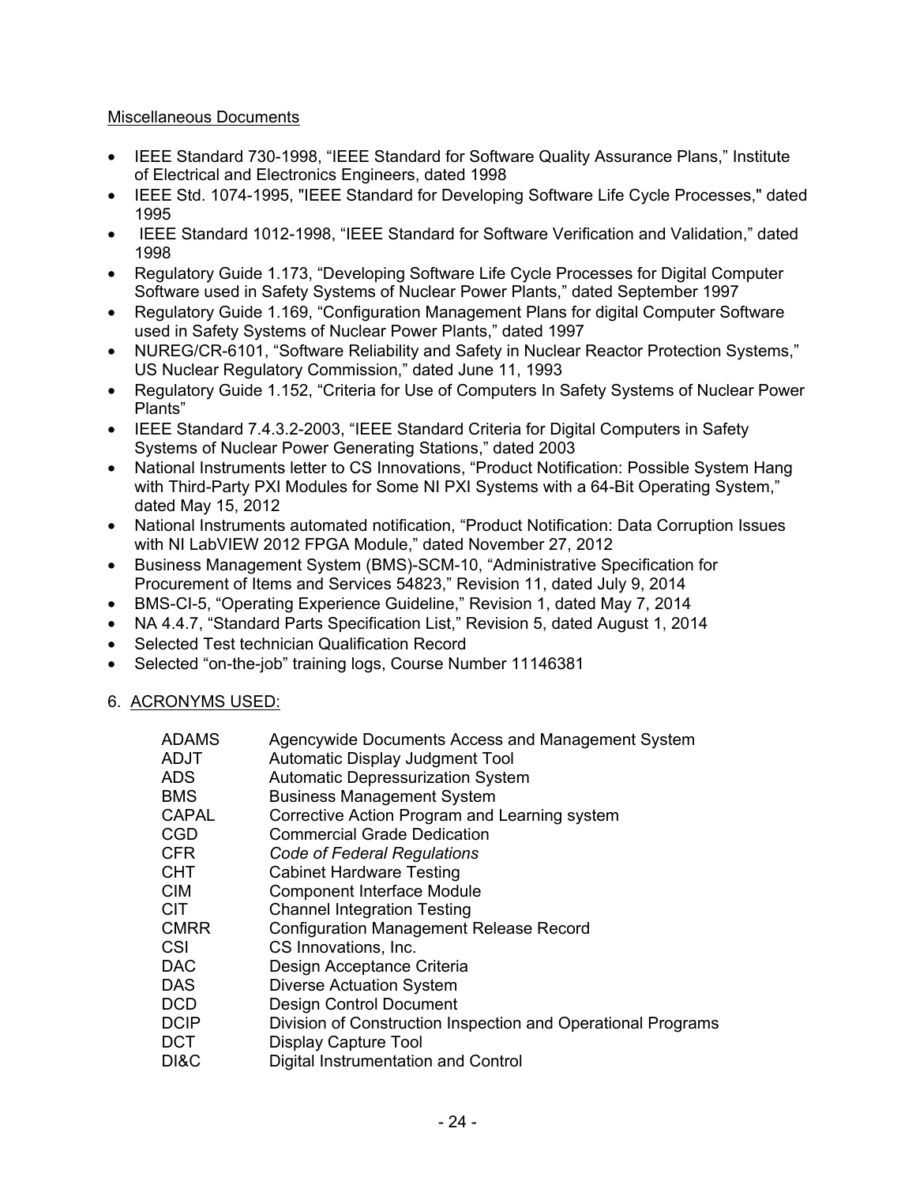Miscellaneous Documents

- IEEE Standard 730-1998, "IEEE Standard for Software Quality Assurance Plans," Institute of Electrical and Electronics Engineers, dated 1998
- IEEE Std. 1074-1995, "IEEE Standard for Developing Software Life Cycle Processes," dated 1995
- IEEE Standard 1012-1998, "IEEE Standard for Software Verification and Validation," dated 1998
- Regulatory Guide 1.173, "Developing Software Life Cycle Processes for Digital Computer Software used in Safety Systems of Nuclear Power Plants," dated September 1997
- Regulatory Guide 1.169, "Configuration Management Plans for digital Computer Software used in Safety Systems of Nuclear Power Plants," dated 1997
- NUREG/CR-6101, "Software Reliability and Safety in Nuclear Reactor Protection Systems," US Nuclear Regulatory Commission," dated June 11, 1993
- Regulatory Guide 1.152, "Criteria for Use of Computers In Safety Systems of Nuclear Power Plants"
- IEEE Standard 7.4.3.2-2003, "IEEE Standard Criteria for Digital Computers in Safety Systems of Nuclear Power Generating Stations," dated 2003
- National Instruments letter to CS Innovations, "Product Notification: Possible System Hang with Third-Party PXI Modules for Some NI PXI Systems with a 64-Bit Operating System," dated May 15, 2012
- National Instruments automated notification, "Product Notification: Data Corruption Issues with NI LabVIEW 2012 FPGA Module," dated November 27, 2012
- Business Management System (BMS)-SCM-10, "Administrative Specification for Procurement of Items and Services 54823," Revision 11, dated July 9, 2014
- BMS-CI-5, "Operating Experience Guideline," Revision 1, dated May 7, 2014
- NA 4.4.7, "Standard Parts Specification List," Revision 5, dated August 1, 2014
- Selected Test technician Qualification Record
- Selected "on-the-job" training logs, Course Number 11146381

6. ACRONYMS USED:

| | |
|---|---|
| ADAMS | Agencywide Documents Access and Management System |
| ADJT | Automatic Display Judgment Tool |
| ADS | Automatic Depressurization System |
| BMS | Business Management System |
| CAPAL | Corrective Action Program and Learning system |
| CGD | Commercial Grade Dedication |
| CFR | *Code of Federal Regulations* |
| CHT | Cabinet Hardware Testing |
| CIM | Component Interface Module |
| CIT | Channel Integration Testing |
| CMRR | Configuration Management Release Record |
| CSI | CS Innovations, Inc. |
| DAC | Design Acceptance Criteria |
| DAS | Diverse Actuation System |
| DCD | Design Control Document |
| DCIP | Division of Construction Inspection and Operational Programs |
| DCT | Display Capture Tool |
| DI&C | Digital Instrumentation and Control |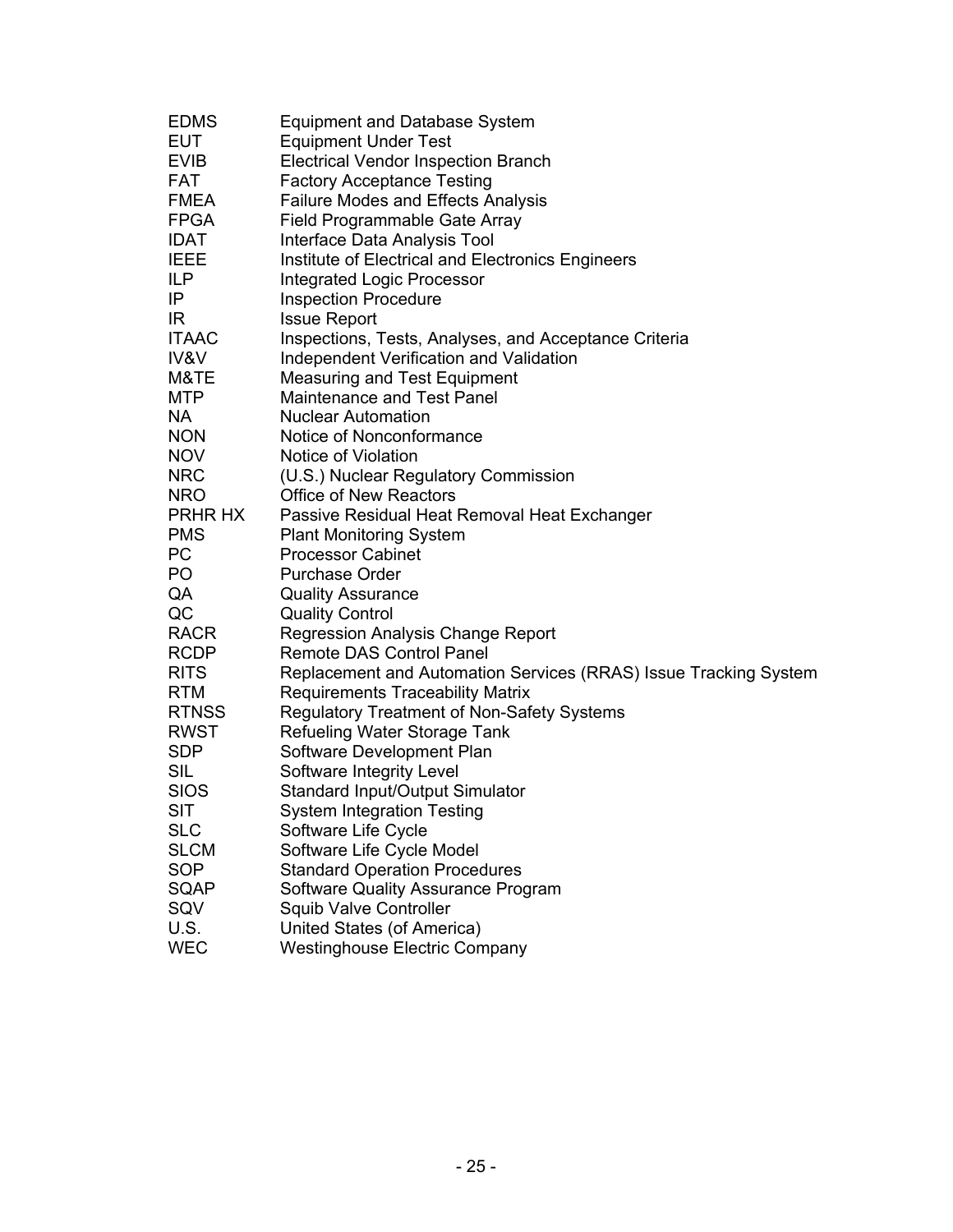| | |
|---|---|
| EDMS | Equipment and Database System |
| EUT | Equipment Under Test |
| EVIB | Electrical Vendor Inspection Branch |
| FAT | Factory Acceptance Testing |
| FMEA | Failure Modes and Effects Analysis |
| FPGA | Field Programmable Gate Array |
| IDAT | Interface Data Analysis Tool |
| IEEE | Institute of Electrical and Electronics Engineers |
| ILP | Integrated Logic Processor |
| IP | Inspection Procedure |
| IR | Issue Report |
| ITAAC | Inspections, Tests, Analyses, and Acceptance Criteria |
| IV&V | Independent Verification and Validation |
| M&TE | Measuring and Test Equipment |
| MTP | Maintenance and Test Panel |
| NA | Nuclear Automation |
| NON | Notice of Nonconformance |
| NOV | Notice of Violation |
| NRC | (U.S.) Nuclear Regulatory Commission |
| NRO | Office of New Reactors |
| PRHR HX | Passive Residual Heat Removal Heat Exchanger |
| PMS | Plant Monitoring System |
| PC | Processor Cabinet |
| PO | Purchase Order |
| QA | Quality Assurance |
| QC | Quality Control |
| RACR | Regression Analysis Change Report |
| RCDP | Remote DAS Control Panel |
| RITS | Replacement and Automation Services (RRAS) Issue Tracking System |
| RTM | Requirements Traceability Matrix |
| RTNSS | Regulatory Treatment of Non-Safety Systems |
| RWST | Refueling Water Storage Tank |
| SDP | Software Development Plan |
| SIL | Software Integrity Level |
| SIOS | Standard Input/Output Simulator |
| SIT | System Integration Testing |
| SLC | Software Life Cycle |
| SLCM | Software Life Cycle Model |
| SOP | Standard Operation Procedures |
| SQAP | Software Quality Assurance Program |
| SQV | Squib Valve Controller |
| U.S. | United States (of America) |
| WEC | Westinghouse Electric Company |